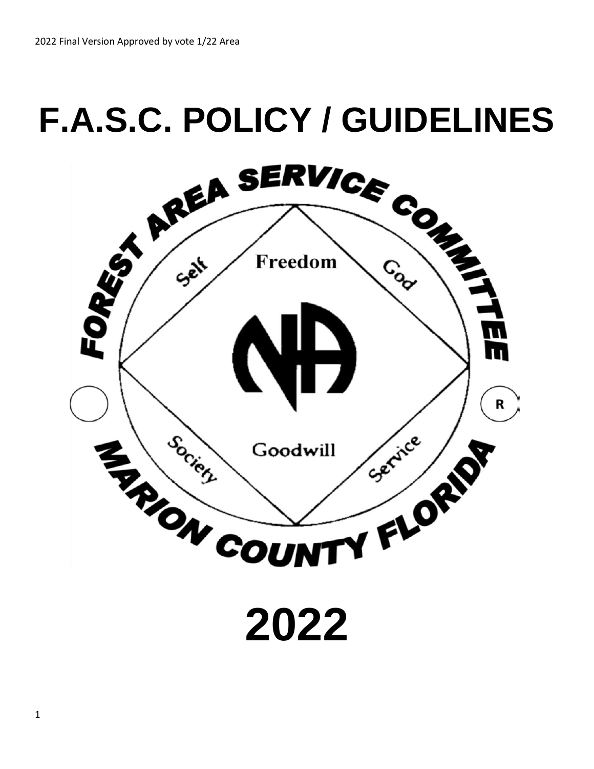2022 Final Version Approved by vote 1/22 Area

# F.A.S.C. POLICY / GUIDELINES

FOREST AREA SERVICE COMMITTEE

Self Freedom God

Society Goodwill Service

MARION COUNTY FLORIDA

# 2022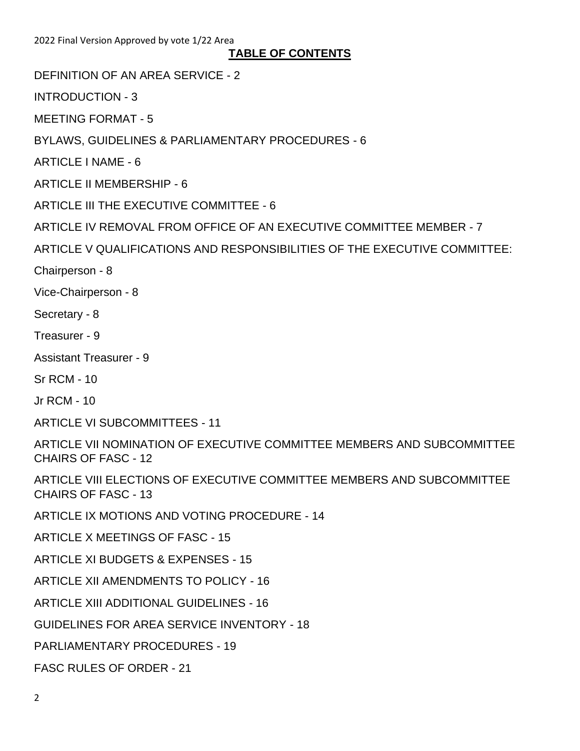## TABLE OF CONTENTS

DEFINITION OF AN AREA SERVICE - 2

INTRODUCTION - 3

MEETING FORMAT - 5

BYLAWS, GUIDELINES & PARLIAMENTARY PROCEDURES - 6

ARTICLE I NAME - 6

ARTICLE II MEMBERSHIP - 6

ARTICLE III THE EXECUTIVE COMMITTEE - 6

ARTICLE IV REMOVAL FROM OFFICE OF AN EXECUTIVE COMMITTEE MEMBER - 7

ARTICLE V QUALIFICATIONS AND RESPONSIBILITIES OF THE EXECUTIVE COMMITTEE:

Chairperson - 8

Vice-Chairperson - 8

Secretary - 8

Treasurer - 9

Assistant Treasurer - 9

Sr RCM - 10

Jr RCM - 10

ARTICLE VI SUBCOMMITTEES - 11

ARTICLE VII NOMINATION OF EXECUTIVE COMMITTEE MEMBERS AND SUBCOMMITTEE CHAIRS OF FASC - 12

ARTICLE VIII ELECTIONS OF EXECUTIVE COMMITTEE MEMBERS AND SUBCOMMITTEE CHAIRS OF FASC - 13

ARTICLE IX MOTIONS AND VOTING PROCEDURE - 14

ARTICLE X MEETINGS OF FASC - 15

ARTICLE XI BUDGETS & EXPENSES - 15

ARTICLE XII AMENDMENTS TO POLICY - 16

ARTICLE XIII ADDITIONAL GUIDELINES - 16

GUIDELINES FOR AREA SERVICE INVENTORY - 18

PARLIAMENTARY PROCEDURES - 19

FASC RULES OF ORDER - 21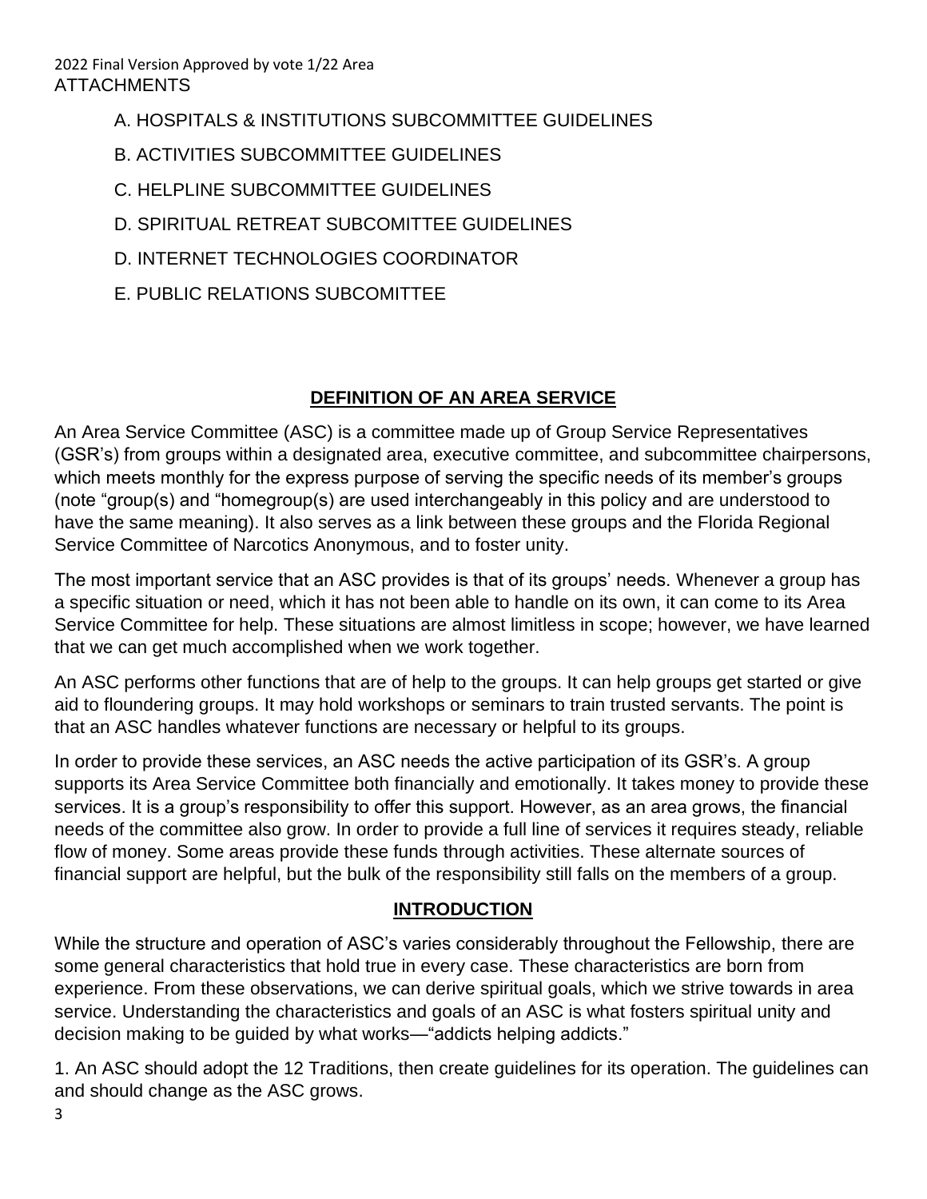2022 Final Version Approved by vote 1/22 Area

ATTACHMENTS

A. HOSPITALS & INSTITUTIONS SUBCOMMITTEE GUIDELINES

B. ACTIVITIES SUBCOMMITTEE GUIDELINES

C. HELPLINE SUBCOMMITTEE GUIDELINES

D. SPIRITUAL RETREAT SUBCOMITTEE GUIDELINES

D. INTERNET TECHNOLOGIES COORDINATOR

E. PUBLIC RELATIONS SUBCOMITTEE

## DEFINITION OF AN AREA SERVICE

An Area Service Committee (ASC) is a committee made up of Group Service Representatives (GSR's) from groups within a designated area, executive committee, and subcommittee chairpersons, which meets monthly for the express purpose of serving the specific needs of its member's groups (note "group(s) and "homegroup(s) are used interchangeably in this policy and are understood to have the same meaning). It also serves as a link between these groups and the Florida Regional Service Committee of Narcotics Anonymous, and to foster unity.

The most important service that an ASC provides is that of its groups' needs. Whenever a group has a specific situation or need, which it has not been able to handle on its own, it can come to its Area Service Committee for help. These situations are almost limitless in scope; however, we have learned that we can get much accomplished when we work together.

An ASC performs other functions that are of help to the groups. It can help groups get started or give aid to floundering groups. It may hold workshops or seminars to train trusted servants. The point is that an ASC handles whatever functions are necessary or helpful to its groups.

In order to provide these services, an ASC needs the active participation of its GSR's. A group supports its Area Service Committee both financially and emotionally. It takes money to provide these services. It is a group's responsibility to offer this support. However, as an area grows, the financial needs of the committee also grow. In order to provide a full line of services it requires steady, reliable flow of money. Some areas provide these funds through activities. These alternate sources of financial support are helpful, but the bulk of the responsibility still falls on the members of a group.

## INTRODUCTION

While the structure and operation of ASC's varies considerably throughout the Fellowship, there are some general characteristics that hold true in every case. These characteristics are born from experience. From these observations, we can derive spiritual goals, which we strive towards in area service. Understanding the characteristics and goals of an ASC is what fosters spiritual unity and decision making to be guided by what works—"addicts helping addicts."

1. An ASC should adopt the 12 Traditions, then create guidelines for its operation. The guidelines can and should change as the ASC grows.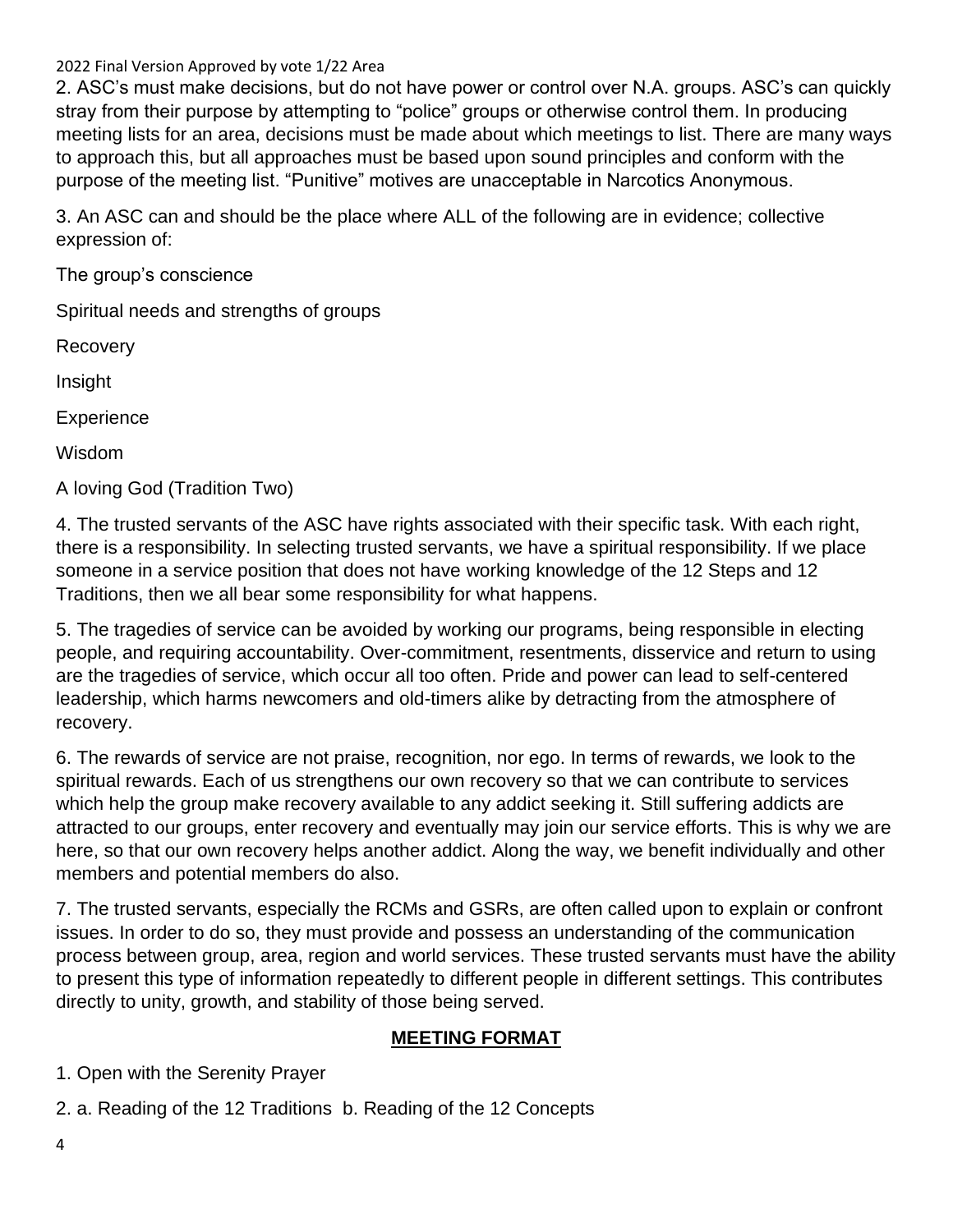2. ASC's must make decisions, but do not have power or control over N.A. groups. ASC's can quickly stray from their purpose by attempting to "police" groups or otherwise control them. In producing meeting lists for an area, decisions must be made about which meetings to list. There are many ways to approach this, but all approaches must be based upon sound principles and conform with the purpose of the meeting list. "Punitive" motives are unacceptable in Narcotics Anonymous.

3. An ASC can and should be the place where ALL of the following are in evidence; collective expression of:

The group's conscience

Spiritual needs and strengths of groups

Recovery

Insight

Experience

Wisdom

A loving God (Tradition Two)

4. The trusted servants of the ASC have rights associated with their specific task. With each right, there is a responsibility. In selecting trusted servants, we have a spiritual responsibility. If we place someone in a service position that does not have working knowledge of the 12 Steps and 12 Traditions, then we all bear some responsibility for what happens.

5. The tragedies of service can be avoided by working our programs, being responsible in electing people, and requiring accountability. Over-commitment, resentments, disservice and return to using are the tragedies of service, which occur all too often. Pride and power can lead to self-centered leadership, which harms newcomers and old-timers alike by detracting from the atmosphere of recovery.

6. The rewards of service are not praise, recognition, nor ego. In terms of rewards, we look to the spiritual rewards. Each of us strengthens our own recovery so that we can contribute to services which help the group make recovery available to any addict seeking it. Still suffering addicts are attracted to our groups, enter recovery and eventually may join our service efforts. This is why we are here, so that our own recovery helps another addict. Along the way, we benefit individually and other members and potential members do also.

7. The trusted servants, especially the RCMs and GSRs, are often called upon to explain or confront issues. In order to do so, they must provide and possess an understanding of the communication process between group, area, region and world services. These trusted servants must have the ability to present this type of information repeatedly to different people in different settings. This contributes directly to unity, growth, and stability of those being served.

## MEETING FORMAT

1. Open with the Serenity Prayer

2. a. Reading of the 12 Traditions b. Reading of the 12 Concepts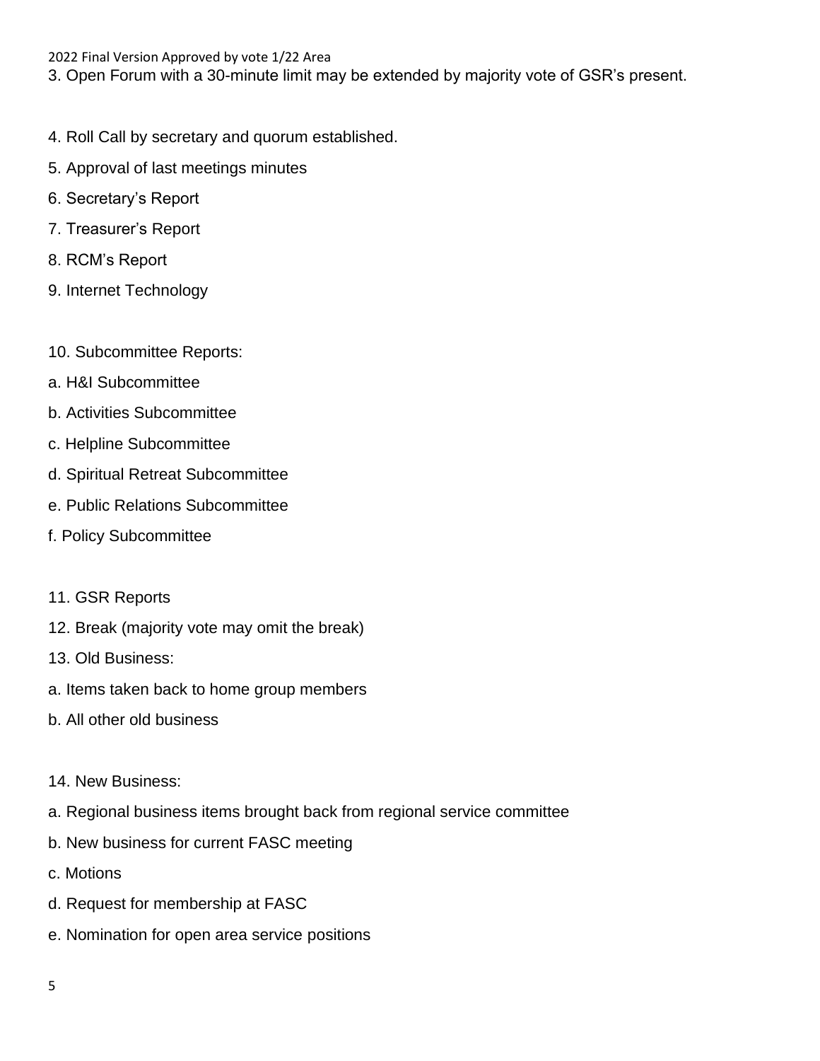3. Open Forum with a 30-minute limit may be extended by majority vote of GSR's present.

4. Roll Call by secretary and quorum established.

5. Approval of last meetings minutes

6. Secretary's Report

7. Treasurer's Report

8. RCM's Report

9. Internet Technology

10. Subcommittee Reports:

a. H&I Subcommittee

b. Activities Subcommittee

c. Helpline Subcommittee

d. Spiritual Retreat Subcommittee

e. Public Relations Subcommittee

f. Policy Subcommittee

11. GSR Reports

12. Break (majority vote may omit the break)

13. Old Business:

a. Items taken back to home group members

b. All other old business

14. New Business:

a. Regional business items brought back from regional service committee

b. New business for current FASC meeting

c. Motions

d. Request for membership at FASC

e. Nomination for open area service positions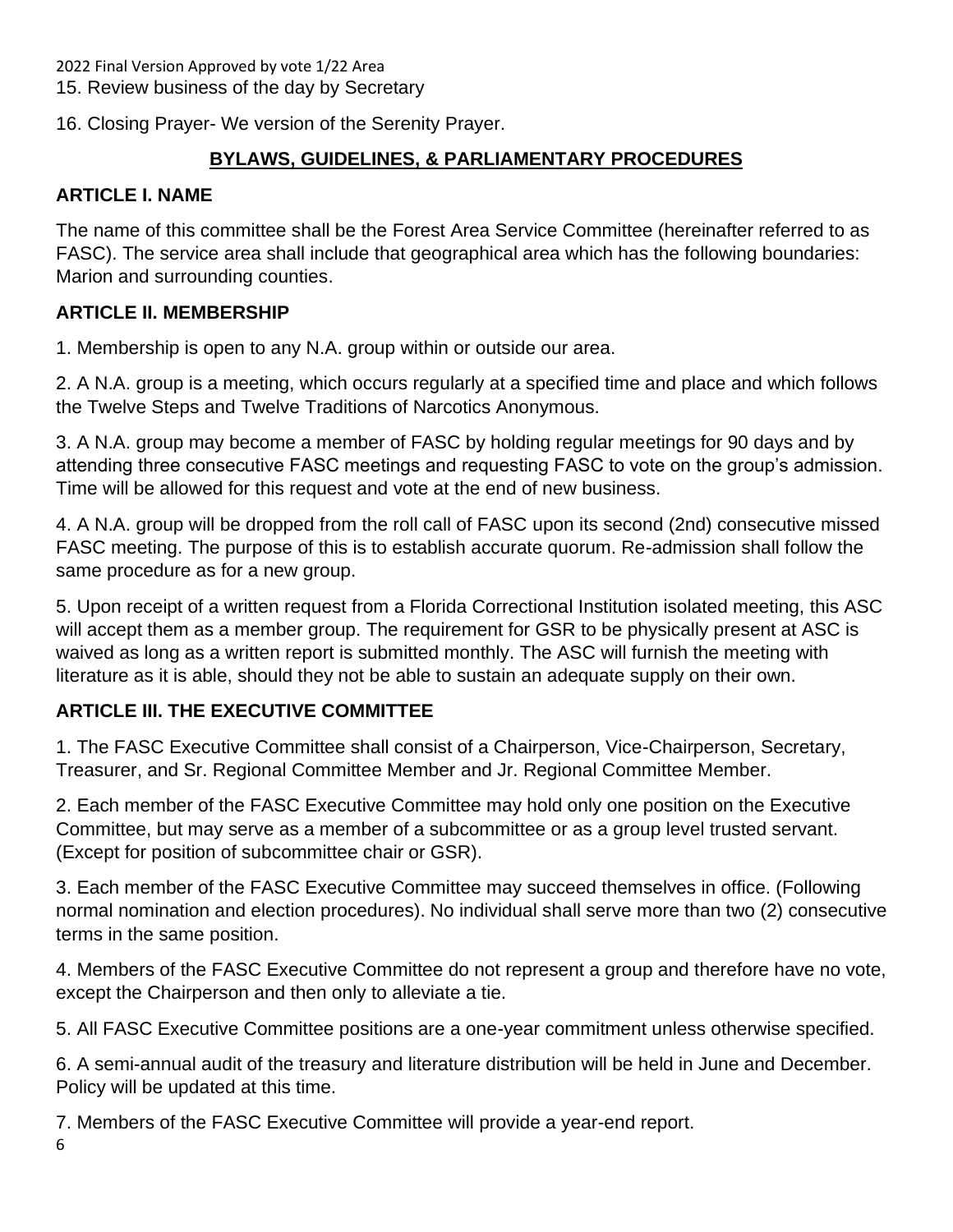15. Review business of the day by Secretary

16. Closing Prayer- We version of the Serenity Prayer.

## BYLAWS, GUIDELINES, & PARLIAMENTARY PROCEDURES

### ARTICLE I. NAME

The name of this committee shall be the Forest Area Service Committee (hereinafter referred to as FASC). The service area shall include that geographical area which has the following boundaries: Marion and surrounding counties.

### ARTICLE II. MEMBERSHIP

1. Membership is open to any N.A. group within or outside our area.

2. A N.A. group is a meeting, which occurs regularly at a specified time and place and which follows the Twelve Steps and Twelve Traditions of Narcotics Anonymous.

3. A N.A. group may become a member of FASC by holding regular meetings for 90 days and by attending three consecutive FASC meetings and requesting FASC to vote on the group's admission. Time will be allowed for this request and vote at the end of new business.

4. A N.A. group will be dropped from the roll call of FASC upon its second (2nd) consecutive missed FASC meeting. The purpose of this is to establish accurate quorum. Re-admission shall follow the same procedure as for a new group.

5. Upon receipt of a written request from a Florida Correctional Institution isolated meeting, this ASC will accept them as a member group. The requirement for GSR to be physically present at ASC is waived as long as a written report is submitted monthly. The ASC will furnish the meeting with literature as it is able, should they not be able to sustain an adequate supply on their own.

### ARTICLE III. THE EXECUTIVE COMMITTEE

1. The FASC Executive Committee shall consist of a Chairperson, Vice-Chairperson, Secretary, Treasurer, and Sr. Regional Committee Member and Jr. Regional Committee Member.

2. Each member of the FASC Executive Committee may hold only one position on the Executive Committee, but may serve as a member of a subcommittee or as a group level trusted servant. (Except for position of subcommittee chair or GSR).

3. Each member of the FASC Executive Committee may succeed themselves in office. (Following normal nomination and election procedures). No individual shall serve more than two (2) consecutive terms in the same position.

4. Members of the FASC Executive Committee do not represent a group and therefore have no vote, except the Chairperson and then only to alleviate a tie.

5. All FASC Executive Committee positions are a one-year commitment unless otherwise specified.

6. A semi-annual audit of the treasury and literature distribution will be held in June and December. Policy will be updated at this time.

7. Members of the FASC Executive Committee will provide a year-end report.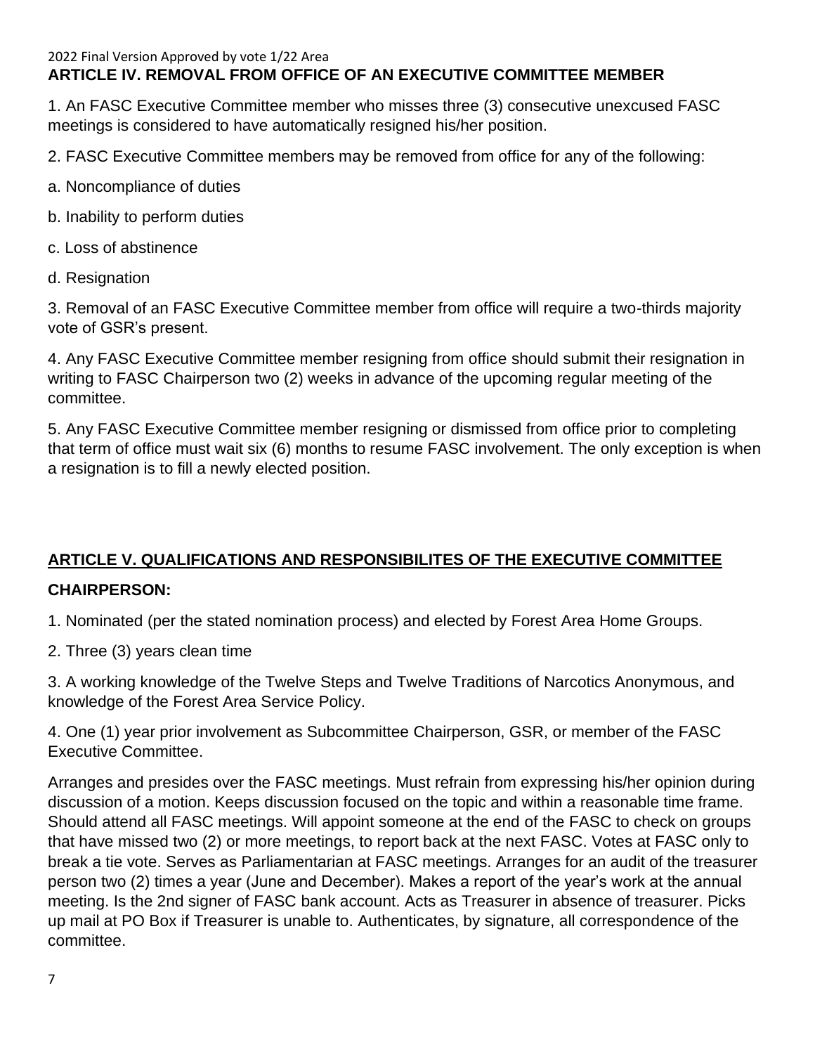## ARTICLE IV. REMOVAL FROM OFFICE OF AN EXECUTIVE COMMITTEE MEMBER

1. An FASC Executive Committee member who misses three (3) consecutive unexcused FASC meetings is considered to have automatically resigned his/her position.

2. FASC Executive Committee members may be removed from office for any of the following:

a. Noncompliance of duties

b. Inability to perform duties

c. Loss of abstinence

d. Resignation

3. Removal of an FASC Executive Committee member from office will require a two-thirds majority vote of GSR's present.

4. Any FASC Executive Committee member resigning from office should submit their resignation in writing to FASC Chairperson two (2) weeks in advance of the upcoming regular meeting of the committee.

5. Any FASC Executive Committee member resigning or dismissed from office prior to completing that term of office must wait six (6) months to resume FASC involvement. The only exception is when a resignation is to fill a newly elected position.

## ARTICLE V. QUALIFICATIONS AND RESPONSIBILITES OF THE EXECUTIVE COMMITTEE

### CHAIRPERSON:

1. Nominated (per the stated nomination process) and elected by Forest Area Home Groups.

2. Three (3) years clean time

3. A working knowledge of the Twelve Steps and Twelve Traditions of Narcotics Anonymous, and knowledge of the Forest Area Service Policy.

4. One (1) year prior involvement as Subcommittee Chairperson, GSR, or member of the FASC Executive Committee.

Arranges and presides over the FASC meetings. Must refrain from expressing his/her opinion during discussion of a motion. Keeps discussion focused on the topic and within a reasonable time frame. Should attend all FASC meetings. Will appoint someone at the end of the FASC to check on groups that have missed two (2) or more meetings, to report back at the next FASC. Votes at FASC only to break a tie vote. Serves as Parliamentarian at FASC meetings. Arranges for an audit of the treasurer person two (2) times a year (June and December). Makes a report of the year's work at the annual meeting. Is the 2nd signer of FASC bank account. Acts as Treasurer in absence of treasurer. Picks up mail at PO Box if Treasurer is unable to. Authenticates, by signature, all correspondence of the committee.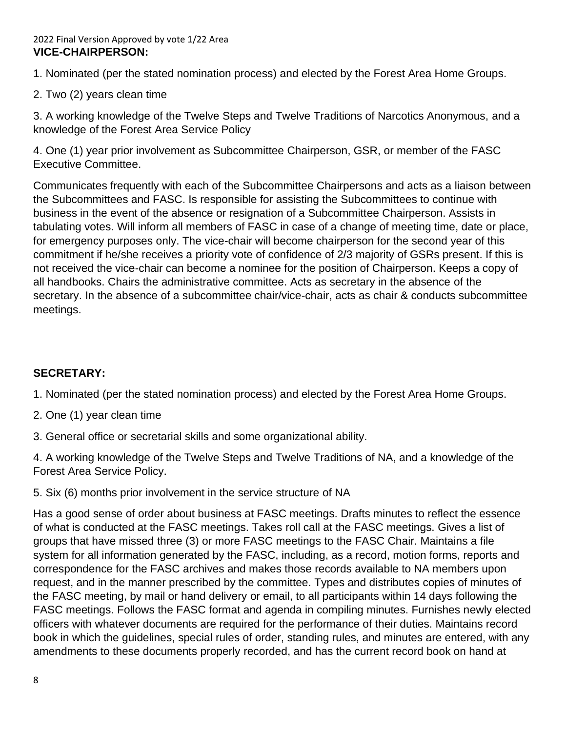**VICE-CHAIRPERSON:**

1. Nominated (per the stated nomination process) and elected by the Forest Area Home Groups.

2. Two (2) years clean time

3. A working knowledge of the Twelve Steps and Twelve Traditions of Narcotics Anonymous, and a knowledge of the Forest Area Service Policy

4. One (1) year prior involvement as Subcommittee Chairperson, GSR, or member of the FASC Executive Committee.

Communicates frequently with each of the Subcommittee Chairpersons and acts as a liaison between the Subcommittees and FASC. Is responsible for assisting the Subcommittees to continue with business in the event of the absence or resignation of a Subcommittee Chairperson. Assists in tabulating votes. Will inform all members of FASC in case of a change of meeting time, date or place, for emergency purposes only. The vice-chair will become chairperson for the second year of this commitment if he/she receives a priority vote of confidence of 2/3 majority of GSRs present. If this is not received the vice-chair can become a nominee for the position of Chairperson. Keeps a copy of all handbooks. Chairs the administrative committee. Acts as secretary in the absence of the secretary. In the absence of a subcommittee chair/vice-chair, acts as chair & conducts subcommittee meetings.

**SECRETARY:**

1. Nominated (per the stated nomination process) and elected by the Forest Area Home Groups.

2. One (1) year clean time

3. General office or secretarial skills and some organizational ability.

4. A working knowledge of the Twelve Steps and Twelve Traditions of NA, and a knowledge of the Forest Area Service Policy.

5. Six (6) months prior involvement in the service structure of NA

Has a good sense of order about business at FASC meetings. Drafts minutes to reflect the essence of what is conducted at the FASC meetings. Takes roll call at the FASC meetings. Gives a list of groups that have missed three (3) or more FASC meetings to the FASC Chair. Maintains a file system for all information generated by the FASC, including, as a record, motion forms, reports and correspondence for the FASC archives and makes those records available to NA members upon request, and in the manner prescribed by the committee. Types and distributes copies of minutes of the FASC meeting, by mail or hand delivery or email, to all participants within 14 days following the FASC meetings. Follows the FASC format and agenda in compiling minutes. Furnishes newly elected officers with whatever documents are required for the performance of their duties. Maintains record book in which the guidelines, special rules of order, standing rules, and minutes are entered, with any amendments to these documents properly recorded, and has the current record book on hand at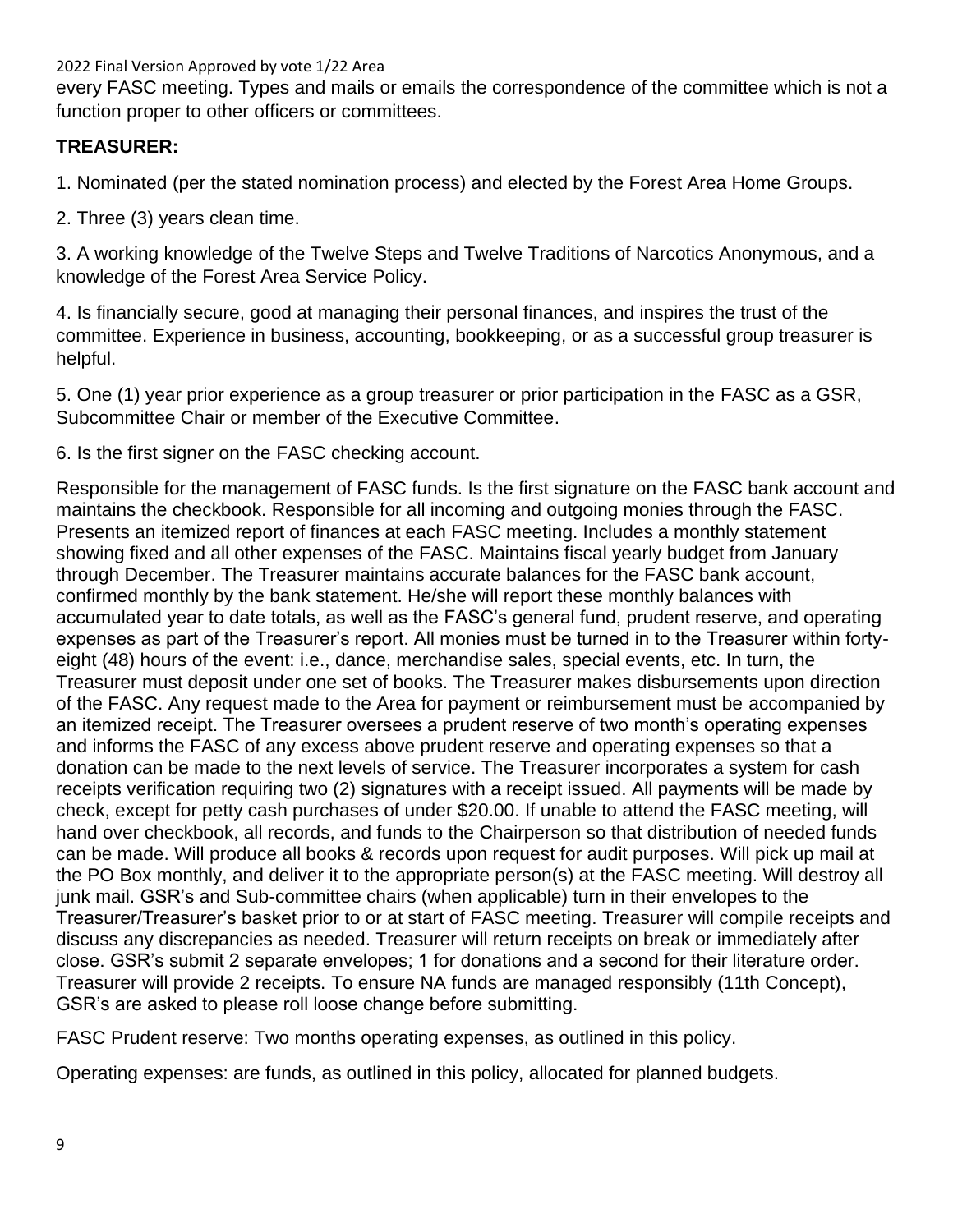every FASC meeting. Types and mails or emails the correspondence of the committee which is not a function proper to other officers or committees.

**TREASURER:**

1. Nominated (per the stated nomination process) and elected by the Forest Area Home Groups.

2. Three (3) years clean time.

3. A working knowledge of the Twelve Steps and Twelve Traditions of Narcotics Anonymous, and a knowledge of the Forest Area Service Policy.

4. Is financially secure, good at managing their personal finances, and inspires the trust of the committee. Experience in business, accounting, bookkeeping, or as a successful group treasurer is helpful.

5. One (1) year prior experience as a group treasurer or prior participation in the FASC as a GSR, Subcommittee Chair or member of the Executive Committee.

6. Is the first signer on the FASC checking account.

Responsible for the management of FASC funds. Is the first signature on the FASC bank account and maintains the checkbook. Responsible for all incoming and outgoing monies through the FASC. Presents an itemized report of finances at each FASC meeting. Includes a monthly statement showing fixed and all other expenses of the FASC. Maintains fiscal yearly budget from January through December. The Treasurer maintains accurate balances for the FASC bank account, confirmed monthly by the bank statement. He/she will report these monthly balances with accumulated year to date totals, as well as the FASC's general fund, prudent reserve, and operating expenses as part of the Treasurer's report. All monies must be turned in to the Treasurer within forty-eight (48) hours of the event: i.e., dance, merchandise sales, special events, etc. In turn, the Treasurer must deposit under one set of books. The Treasurer makes disbursements upon direction of the FASC. Any request made to the Area for payment or reimbursement must be accompanied by an itemized receipt. The Treasurer oversees a prudent reserve of two month's operating expenses and informs the FASC of any excess above prudent reserve and operating expenses so that a donation can be made to the next levels of service. The Treasurer incorporates a system for cash receipts verification requiring two (2) signatures with a receipt issued. All payments will be made by check, except for petty cash purchases of under $20.00. If unable to attend the FASC meeting, will hand over checkbook, all records, and funds to the Chairperson so that distribution of needed funds can be made. Will produce all books & records upon request for audit purposes. Will pick up mail at the PO Box monthly, and deliver it to the appropriate person(s) at the FASC meeting. Will destroy all junk mail. GSR's and Sub-committee chairs (when applicable) turn in their envelopes to the Treasurer/Treasurer's basket prior to or at start of FASC meeting. Treasurer will compile receipts and discuss any discrepancies as needed. Treasurer will return receipts on break or immediately after close. GSR's submit 2 separate envelopes; 1 for donations and a second for their literature order. Treasurer will provide 2 receipts. To ensure NA funds are managed responsibly (11th Concept), GSR's are asked to please roll loose change before submitting.

FASC Prudent reserve: Two months operating expenses, as outlined in this policy.

Operating expenses: are funds, as outlined in this policy, allocated for planned budgets.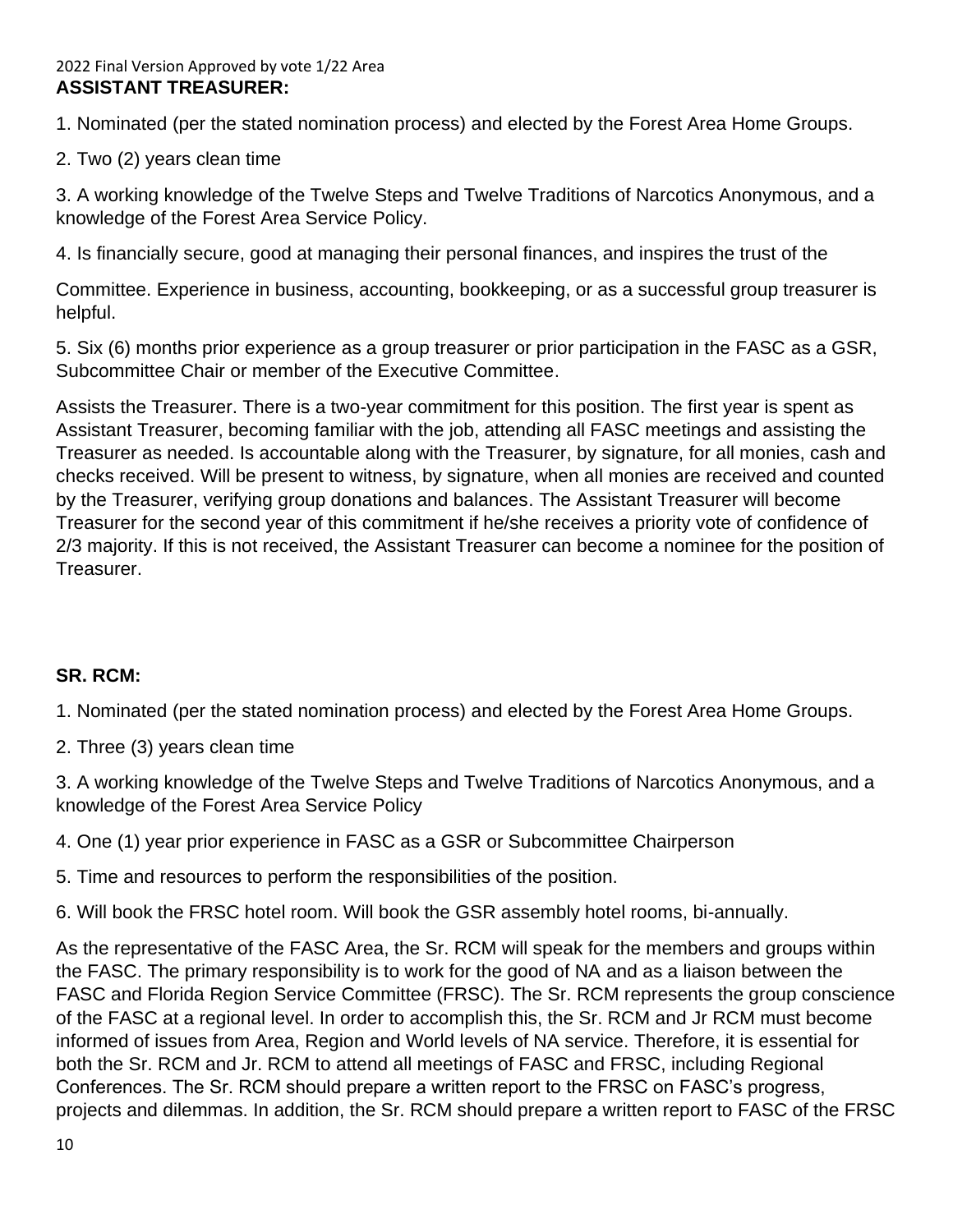## ASSISTANT TREASURER:

1. Nominated (per the stated nomination process) and elected by the Forest Area Home Groups.

2. Two (2) years clean time

3. A working knowledge of the Twelve Steps and Twelve Traditions of Narcotics Anonymous, and a knowledge of the Forest Area Service Policy.

4. Is financially secure, good at managing their personal finances, and inspires the trust of the Committee. Experience in business, accounting, bookkeeping, or as a successful group treasurer is helpful.

5. Six (6) months prior experience as a group treasurer or prior participation in the FASC as a GSR, Subcommittee Chair or member of the Executive Committee.

Assists the Treasurer. There is a two-year commitment for this position. The first year is spent as Assistant Treasurer, becoming familiar with the job, attending all FASC meetings and assisting the Treasurer as needed. Is accountable along with the Treasurer, by signature, for all monies, cash and checks received. Will be present to witness, by signature, when all monies are received and counted by the Treasurer, verifying group donations and balances. The Assistant Treasurer will become Treasurer for the second year of this commitment if he/she receives a priority vote of confidence of 2/3 majority. If this is not received, the Assistant Treasurer can become a nominee for the position of Treasurer.

## SR. RCM:

1. Nominated (per the stated nomination process) and elected by the Forest Area Home Groups.

2. Three (3) years clean time

3. A working knowledge of the Twelve Steps and Twelve Traditions of Narcotics Anonymous, and a knowledge of the Forest Area Service Policy

4. One (1) year prior experience in FASC as a GSR or Subcommittee Chairperson

5. Time and resources to perform the responsibilities of the position.

6. Will book the FRSC hotel room. Will book the GSR assembly hotel rooms, bi-annually.

As the representative of the FASC Area, the Sr. RCM will speak for the members and groups within the FASC. The primary responsibility is to work for the good of NA and as a liaison between the FASC and Florida Region Service Committee (FRSC). The Sr. RCM represents the group conscience of the FASC at a regional level. In order to accomplish this, the Sr. RCM and Jr RCM must become informed of issues from Area, Region and World levels of NA service. Therefore, it is essential for both the Sr. RCM and Jr. RCM to attend all meetings of FASC and FRSC, including Regional Conferences. The Sr. RCM should prepare a written report to the FRSC on FASC's progress, projects and dilemmas. In addition, the Sr. RCM should prepare a written report to FASC of the FRSC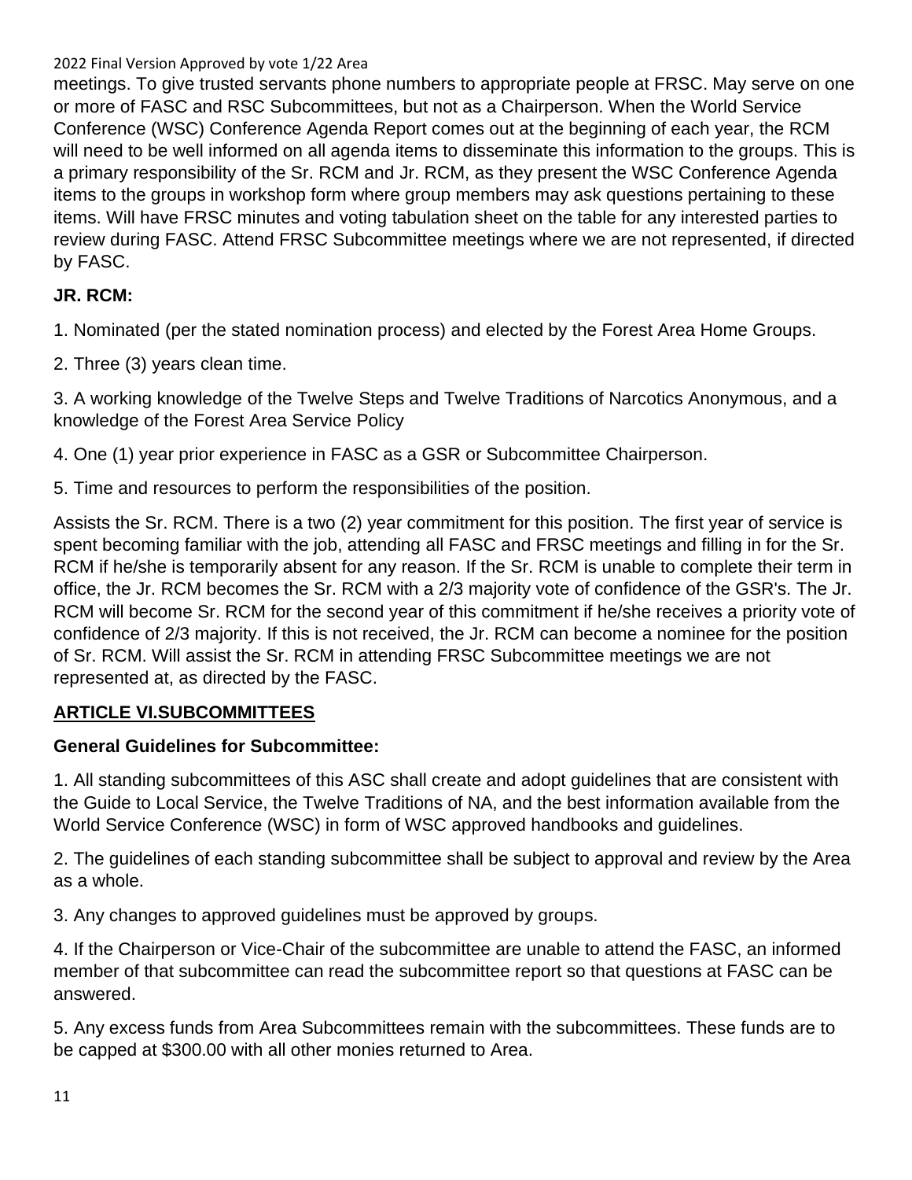meetings. To give trusted servants phone numbers to appropriate people at FRSC. May serve on one or more of FASC and RSC Subcommittees, but not as a Chairperson. When the World Service Conference (WSC) Conference Agenda Report comes out at the beginning of each year, the RCM will need to be well informed on all agenda items to disseminate this information to the groups. This is a primary responsibility of the Sr. RCM and Jr. RCM, as they present the WSC Conference Agenda items to the groups in workshop form where group members may ask questions pertaining to these items. Will have FRSC minutes and voting tabulation sheet on the table for any interested parties to review during FASC. Attend FRSC Subcommittee meetings where we are not represented, if directed by FASC.

**JR. RCM:**

1. Nominated (per the stated nomination process) and elected by the Forest Area Home Groups.

2. Three (3) years clean time.

3. A working knowledge of the Twelve Steps and Twelve Traditions of Narcotics Anonymous, and a knowledge of the Forest Area Service Policy

4. One (1) year prior experience in FASC as a GSR or Subcommittee Chairperson.

5. Time and resources to perform the responsibilities of the position.

Assists the Sr. RCM. There is a two (2) year commitment for this position. The first year of service is spent becoming familiar with the job, attending all FASC and FRSC meetings and filling in for the Sr. RCM if he/she is temporarily absent for any reason. If the Sr. RCM is unable to complete their term in office, the Jr. RCM becomes the Sr. RCM with a 2/3 majority vote of confidence of the GSR's. The Jr. RCM will become Sr. RCM for the second year of this commitment if he/she receives a priority vote of confidence of 2/3 majority. If this is not received, the Jr. RCM can become a nominee for the position of Sr. RCM. Will assist the Sr. RCM in attending FRSC Subcommittee meetings we are not represented at, as directed by the FASC.

## ARTICLE VI.SUBCOMMITTEES

**General Guidelines for Subcommittee:**

1. All standing subcommittees of this ASC shall create and adopt guidelines that are consistent with the Guide to Local Service, the Twelve Traditions of NA, and the best information available from the World Service Conference (WSC) in form of WSC approved handbooks and guidelines.

2. The guidelines of each standing subcommittee shall be subject to approval and review by the Area as a whole.

3. Any changes to approved guidelines must be approved by groups.

4. If the Chairperson or Vice-Chair of the subcommittee are unable to attend the FASC, an informed member of that subcommittee can read the subcommittee report so that questions at FASC can be answered.

5. Any excess funds from Area Subcommittees remain with the subcommittees. These funds are to be capped at $300.00 with all other monies returned to Area.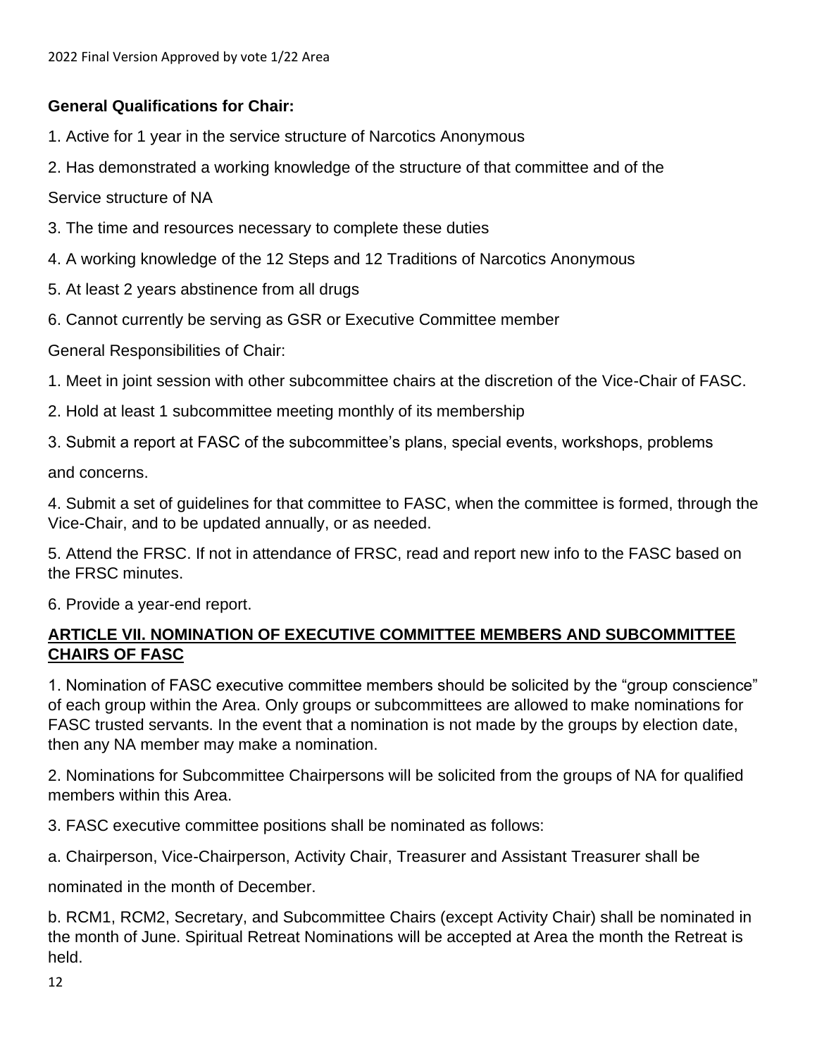**General Qualifications for Chair:**

1. Active for 1 year in the service structure of Narcotics Anonymous
2. Has demonstrated a working knowledge of the structure of that committee and of the Service structure of NA
3. The time and resources necessary to complete these duties
4. A working knowledge of the 12 Steps and 12 Traditions of Narcotics Anonymous
5. At least 2 years abstinence from all drugs
6. Cannot currently be serving as GSR or Executive Committee member

General Responsibilities of Chair:

1. Meet in joint session with other subcommittee chairs at the discretion of the Vice-Chair of FASC.
2. Hold at least 1 subcommittee meeting monthly of its membership
3. Submit a report at FASC of the subcommittee's plans, special events, workshops, problems and concerns.
4. Submit a set of guidelines for that committee to FASC, when the committee is formed, through the Vice-Chair, and to be updated annually, or as needed.
5. Attend the FRSC. If not in attendance of FRSC, read and report new info to the FASC based on the FRSC minutes.
6. Provide a year-end report.

## ARTICLE VII. NOMINATION OF EXECUTIVE COMMITTEE MEMBERS AND SUBCOMMITTEE CHAIRS OF FASC

1. Nomination of FASC executive committee members should be solicited by the "group conscience" of each group within the Area. Only groups or subcommittees are allowed to make nominations for FASC trusted servants. In the event that a nomination is not made by the groups by election date, then any NA member may make a nomination.

2. Nominations for Subcommittee Chairpersons will be solicited from the groups of NA for qualified members within this Area.

3. FASC executive committee positions shall be nominated as follows:

a. Chairperson, Vice-Chairperson, Activity Chair, Treasurer and Assistant Treasurer shall be nominated in the month of December.

b. RCM1, RCM2, Secretary, and Subcommittee Chairs (except Activity Chair) shall be nominated in the month of June. Spiritual Retreat Nominations will be accepted at Area the month the Retreat is held.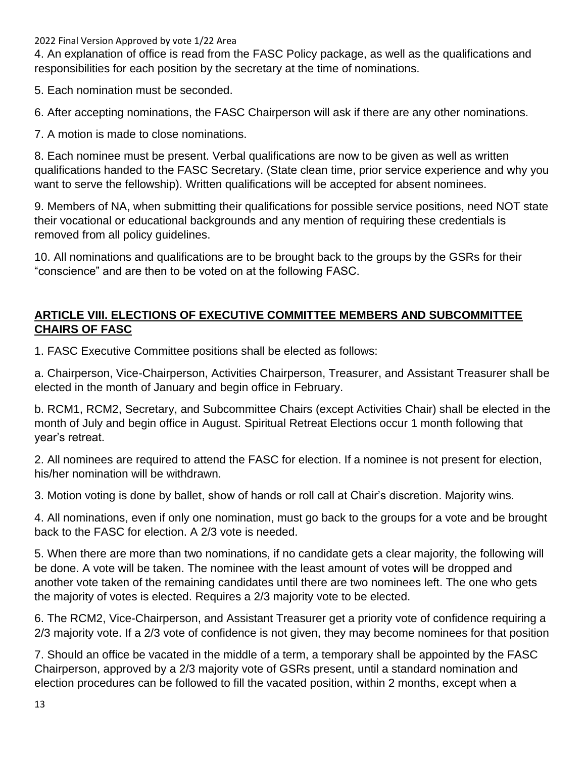4. An explanation of office is read from the FASC Policy package, as well as the qualifications and responsibilities for each position by the secretary at the time of nominations.

5. Each nomination must be seconded.

6. After accepting nominations, the FASC Chairperson will ask if there are any other nominations.

7. A motion is made to close nominations.

8. Each nominee must be present. Verbal qualifications are now to be given as well as written qualifications handed to the FASC Secretary. (State clean time, prior service experience and why you want to serve the fellowship). Written qualifications will be accepted for absent nominees.

9. Members of NA, when submitting their qualifications for possible service positions, need NOT state their vocational or educational backgrounds and any mention of requiring these credentials is removed from all policy guidelines.

10. All nominations and qualifications are to be brought back to the groups by the GSRs for their "conscience" and are then to be voted on at the following FASC.

## ARTICLE VIII. ELECTIONS OF EXECUTIVE COMMITTEE MEMBERS AND SUBCOMMITTEE CHAIRS OF FASC

1. FASC Executive Committee positions shall be elected as follows:

a. Chairperson, Vice-Chairperson, Activities Chairperson, Treasurer, and Assistant Treasurer shall be elected in the month of January and begin office in February.

b. RCM1, RCM2, Secretary, and Subcommittee Chairs (except Activities Chair) shall be elected in the month of July and begin office in August. Spiritual Retreat Elections occur 1 month following that year's retreat.

2. All nominees are required to attend the FASC for election. If a nominee is not present for election, his/her nomination will be withdrawn.

3. Motion voting is done by ballet, show of hands or roll call at Chair's discretion. Majority wins.

4. All nominations, even if only one nomination, must go back to the groups for a vote and be brought back to the FASC for election. A 2/3 vote is needed.

5. When there are more than two nominations, if no candidate gets a clear majority, the following will be done. A vote will be taken. The nominee with the least amount of votes will be dropped and another vote taken of the remaining candidates until there are two nominees left. The one who gets the majority of votes is elected. Requires a 2/3 majority vote to be elected.

6. The RCM2, Vice-Chairperson, and Assistant Treasurer get a priority vote of confidence requiring a 2/3 majority vote. If a 2/3 vote of confidence is not given, they may become nominees for that position

7. Should an office be vacated in the middle of a term, a temporary shall be appointed by the FASC Chairperson, approved by a 2/3 majority vote of GSRs present, until a standard nomination and election procedures can be followed to fill the vacated position, within 2 months, except when a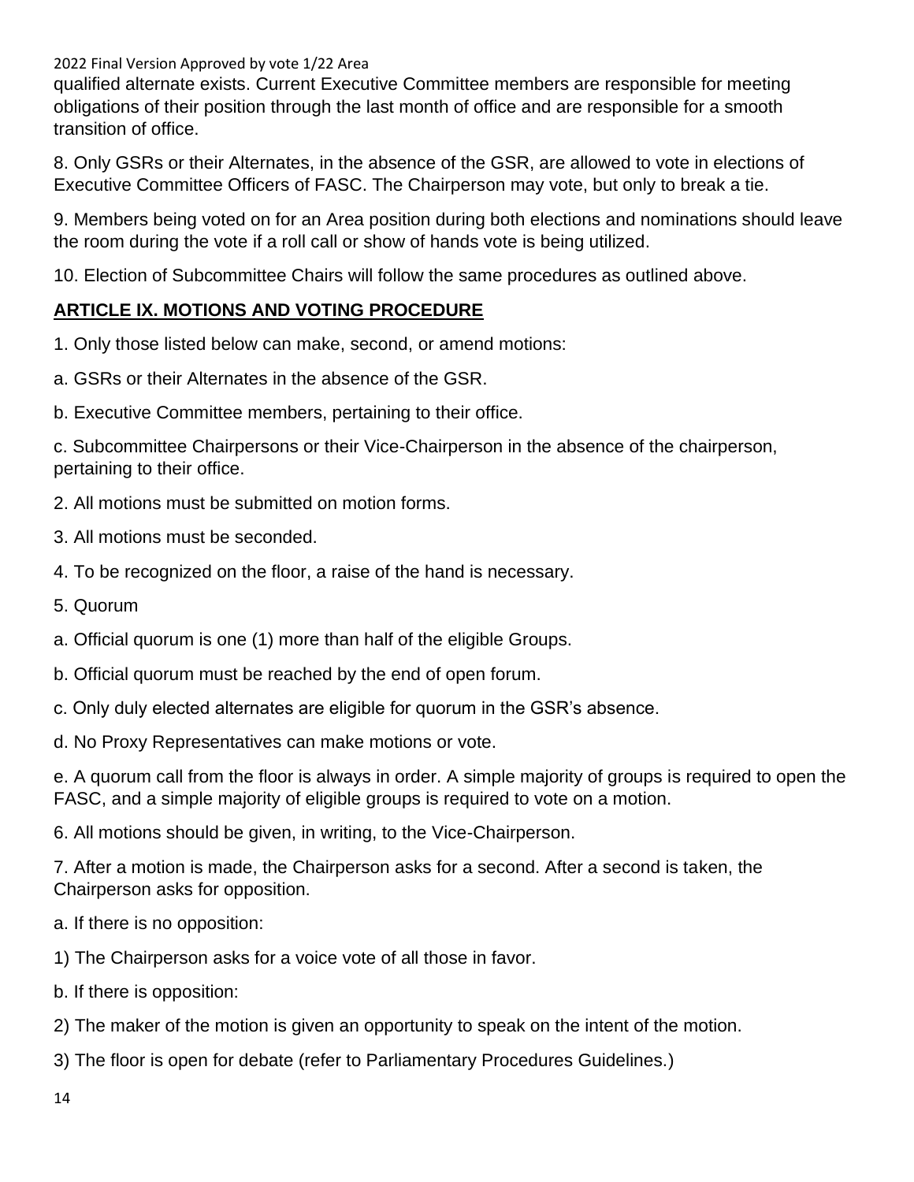qualified alternate exists. Current Executive Committee members are responsible for meeting obligations of their position through the last month of office and are responsible for a smooth transition of office.

8. Only GSRs or their Alternates, in the absence of the GSR, are allowed to vote in elections of Executive Committee Officers of FASC. The Chairperson may vote, but only to break a tie.

9. Members being voted on for an Area position during both elections and nominations should leave the room during the vote if a roll call or show of hands vote is being utilized.

10. Election of Subcommittee Chairs will follow the same procedures as outlined above.

## ARTICLE IX. MOTIONS AND VOTING PROCEDURE

1. Only those listed below can make, second, or amend motions:

a. GSRs or their Alternates in the absence of the GSR.

b. Executive Committee members, pertaining to their office.

c. Subcommittee Chairpersons or their Vice-Chairperson in the absence of the chairperson, pertaining to their office.

2. All motions must be submitted on motion forms.

3. All motions must be seconded.

4. To be recognized on the floor, a raise of the hand is necessary.

5. Quorum

a. Official quorum is one (1) more than half of the eligible Groups.

b. Official quorum must be reached by the end of open forum.

c. Only duly elected alternates are eligible for quorum in the GSR's absence.

d. No Proxy Representatives can make motions or vote.

e. A quorum call from the floor is always in order. A simple majority of groups is required to open the FASC, and a simple majority of eligible groups is required to vote on a motion.

6. All motions should be given, in writing, to the Vice-Chairperson.

7. After a motion is made, the Chairperson asks for a second. After a second is taken, the Chairperson asks for opposition.

a. If there is no opposition:

1) The Chairperson asks for a voice vote of all those in favor.

b. If there is opposition:

2) The maker of the motion is given an opportunity to speak on the intent of the motion.

3) The floor is open for debate (refer to Parliamentary Procedures Guidelines.)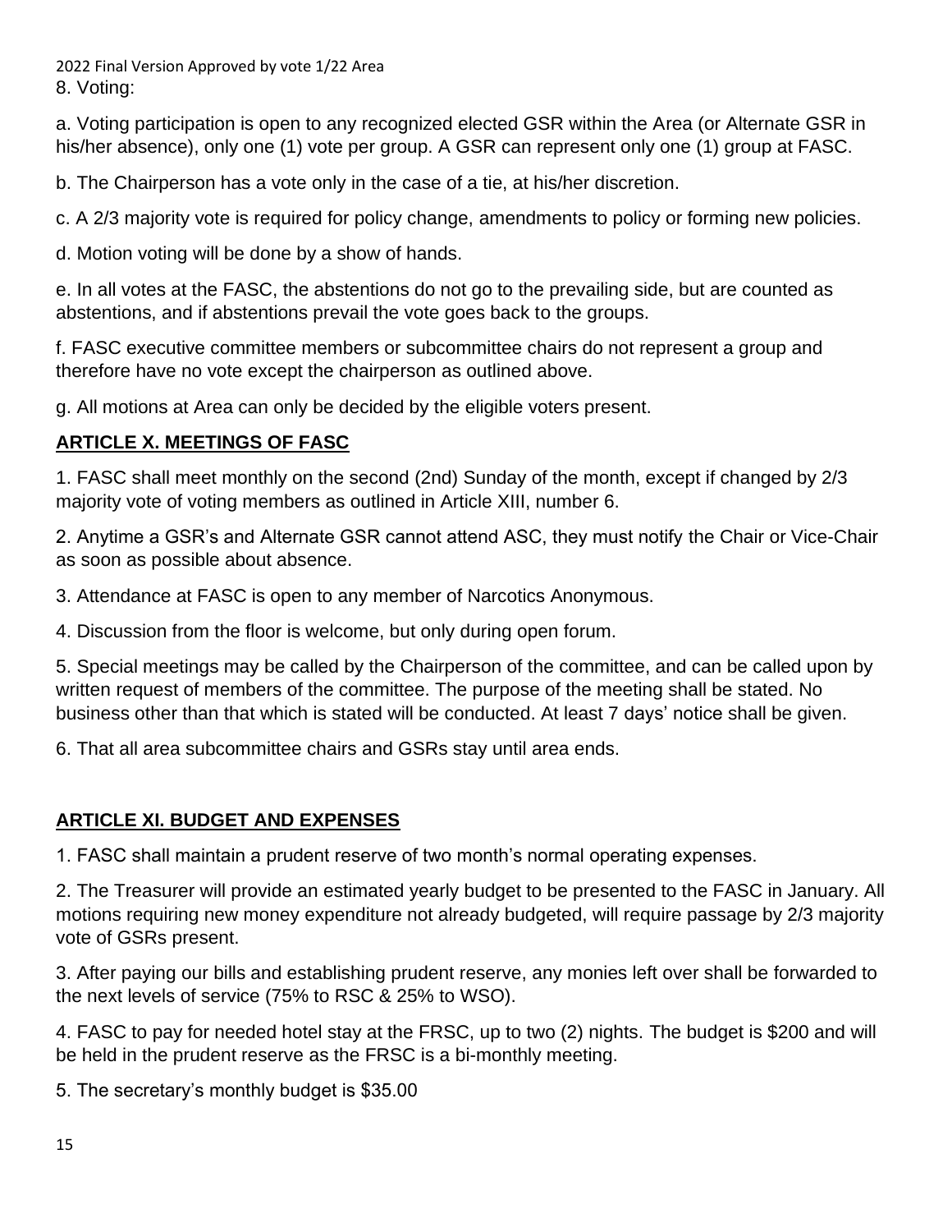2022 Final Version Approved by vote 1/22 Area

8. Voting:

a. Voting participation is open to any recognized elected GSR within the Area (or Alternate GSR in his/her absence), only one (1) vote per group. A GSR can represent only one (1) group at FASC.

b. The Chairperson has a vote only in the case of a tie, at his/her discretion.

c. A 2/3 majority vote is required for policy change, amendments to policy or forming new policies.

d. Motion voting will be done by a show of hands.

e. In all votes at the FASC, the abstentions do not go to the prevailing side, but are counted as abstentions, and if abstentions prevail the vote goes back to the groups.

f. FASC executive committee members or subcommittee chairs do not represent a group and therefore have no vote except the chairperson as outlined above.

g. All motions at Area can only be decided by the eligible voters present.

## ARTICLE X. MEETINGS OF FASC

1. FASC shall meet monthly on the second (2nd) Sunday of the month, except if changed by 2/3 majority vote of voting members as outlined in Article XIII, number 6.

2. Anytime a GSR's and Alternate GSR cannot attend ASC, they must notify the Chair or Vice-Chair as soon as possible about absence.

3. Attendance at FASC is open to any member of Narcotics Anonymous.

4. Discussion from the floor is welcome, but only during open forum.

5. Special meetings may be called by the Chairperson of the committee, and can be called upon by written request of members of the committee. The purpose of the meeting shall be stated. No business other than that which is stated will be conducted. At least 7 days' notice shall be given.

6. That all area subcommittee chairs and GSRs stay until area ends.

## ARTICLE XI. BUDGET AND EXPENSES

1. FASC shall maintain a prudent reserve of two month's normal operating expenses.

2. The Treasurer will provide an estimated yearly budget to be presented to the FASC in January. All motions requiring new money expenditure not already budgeted, will require passage by 2/3 majority vote of GSRs present.

3. After paying our bills and establishing prudent reserve, any monies left over shall be forwarded to the next levels of service (75% to RSC & 25% to WSO).

4. FASC to pay for needed hotel stay at the FRSC, up to two (2) nights. The budget is $200 and will be held in the prudent reserve as the FRSC is a bi-monthly meeting.

5. The secretary's monthly budget is $35.00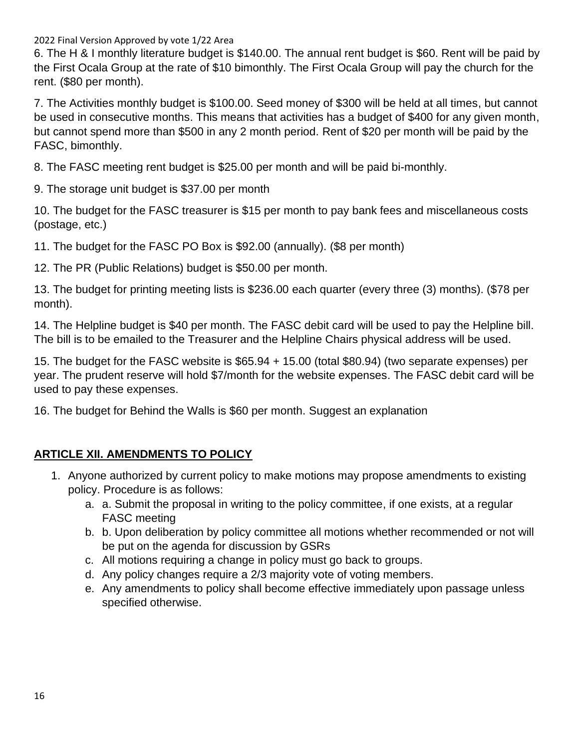6. The H & I monthly literature budget is $140.00. The annual rent budget is $60. Rent will be paid by the First Ocala Group at the rate of $10 bimonthly. The First Ocala Group will pay the church for the rent. ($80 per month).

7. The Activities monthly budget is $100.00. Seed money of $300 will be held at all times, but cannot be used in consecutive months. This means that activities has a budget of $400 for any given month, but cannot spend more than $500 in any 2 month period. Rent of $20 per month will be paid by the FASC, bimonthly.

8. The FASC meeting rent budget is $25.00 per month and will be paid bi-monthly.

9. The storage unit budget is $37.00 per month

10. The budget for the FASC treasurer is $15 per month to pay bank fees and miscellaneous costs (postage, etc.)

11. The budget for the FASC PO Box is $92.00 (annually). ($8 per month)

12. The PR (Public Relations) budget is $50.00 per month.

13. The budget for printing meeting lists is $236.00 each quarter (every three (3) months). ($78 per month).

14. The Helpline budget is $40 per month. The FASC debit card will be used to pay the Helpline bill. The bill is to be emailed to the Treasurer and the Helpline Chairs physical address will be used.

15. The budget for the FASC website is $65.94 + 15.00 (total $80.94) (two separate expenses) per year. The prudent reserve will hold $7/month for the website expenses. The FASC debit card will be used to pay these expenses.

16. The budget for Behind the Walls is $60 per month. Suggest an explanation

## ARTICLE XII. AMENDMENTS TO POLICY

1. Anyone authorized by current policy to make motions may propose amendments to existing policy. Procedure is as follows:
   a. a. Submit the proposal in writing to the policy committee, if one exists, at a regular FASC meeting
   b. b. Upon deliberation by policy committee all motions whether recommended or not will be put on the agenda for discussion by GSRs
   c. All motions requiring a change in policy must go back to groups.
   d. Any policy changes require a 2/3 majority vote of voting members.
   e. Any amendments to policy shall become effective immediately upon passage unless specified otherwise.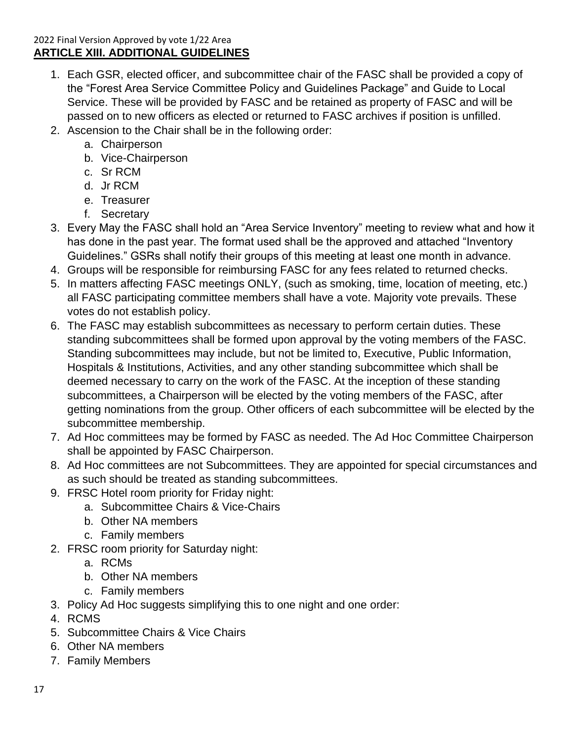## ARTICLE XIII. ADDITIONAL GUIDELINES

1. Each GSR, elected officer, and subcommittee chair of the FASC shall be provided a copy of the “Forest Area Service Committee Policy and Guidelines Package” and Guide to Local Service. These will be provided by FASC and be retained as property of FASC and will be passed on to new officers as elected or returned to FASC archives if position is unfilled.
2. Ascension to the Chair shall be in the following order:
    a. Chairperson
    b. Vice-Chairperson
    c. Sr RCM
    d. Jr RCM
    e. Treasurer
    f. Secretary
3. Every May the FASC shall hold an “Area Service Inventory” meeting to review what and how it has done in the past year. The format used shall be the approved and attached “Inventory Guidelines.” GSRs shall notify their groups of this meeting at least one month in advance.
4. Groups will be responsible for reimbursing FASC for any fees related to returned checks.
5. In matters affecting FASC meetings ONLY, (such as smoking, time, location of meeting, etc.) all FASC participating committee members shall have a vote. Majority vote prevails. These votes do not establish policy.
6. The FASC may establish subcommittees as necessary to perform certain duties. These standing subcommittees shall be formed upon approval by the voting members of the FASC. Standing subcommittees may include, but not be limited to, Executive, Public Information, Hospitals & Institutions, Activities, and any other standing subcommittee which shall be deemed necessary to carry on the work of the FASC. At the inception of these standing subcommittees, a Chairperson will be elected by the voting members of the FASC, after getting nominations from the group. Other officers of each subcommittee will be elected by the subcommittee membership.
7. Ad Hoc committees may be formed by FASC as needed. The Ad Hoc Committee Chairperson shall be appointed by FASC Chairperson.
8. Ad Hoc committees are not Subcommittees. They are appointed for special circumstances and as such should be treated as standing subcommittees.
9. FRSC Hotel room priority for Friday night:
    a. Subcommittee Chairs & Vice-Chairs
    b. Other NA members
    c. Family members

2. FRSC room priority for Saturday night:
    a. RCMs
    b. Other NA members
    c. Family members
3. Policy Ad Hoc suggests simplifying this to one night and one order:
4. RCMS
5. Subcommittee Chairs & Vice Chairs
6. Other NA members
7. Family Members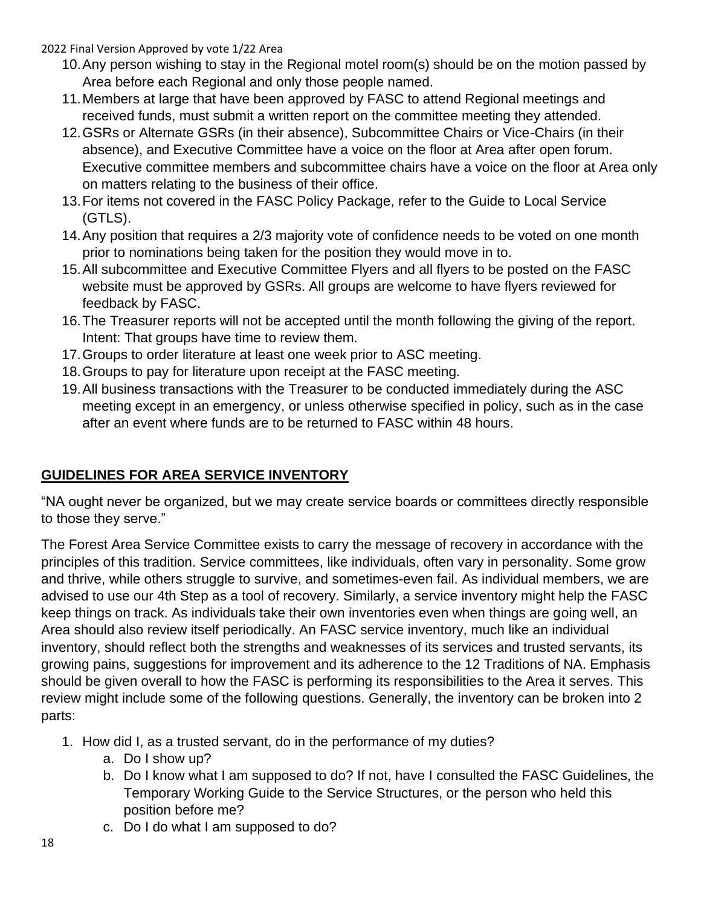10. Any person wishing to stay in the Regional motel room(s) should be on the motion passed by Area before each Regional and only those people named.
11. Members at large that have been approved by FASC to attend Regional meetings and received funds, must submit a written report on the committee meeting they attended.
12. GSRs or Alternate GSRs (in their absence), Subcommittee Chairs or Vice-Chairs (in their absence), and Executive Committee have a voice on the floor at Area after open forum. Executive committee members and subcommittee chairs have a voice on the floor at Area only on matters relating to the business of their office.
13. For items not covered in the FASC Policy Package, refer to the Guide to Local Service (GTLS).
14. Any position that requires a 2/3 majority vote of confidence needs to be voted on one month prior to nominations being taken for the position they would move in to.
15. All subcommittee and Executive Committee Flyers and all flyers to be posted on the FASC website must be approved by GSRs. All groups are welcome to have flyers reviewed for feedback by FASC.
16. The Treasurer reports will not be accepted until the month following the giving of the report. Intent: That groups have time to review them.
17. Groups to order literature at least one week prior to ASC meeting.
18. Groups to pay for literature upon receipt at the FASC meeting.
19. All business transactions with the Treasurer to be conducted immediately during the ASC meeting except in an emergency, or unless otherwise specified in policy, such as in the case after an event where funds are to be returned to FASC within 48 hours.

## GUIDELINES FOR AREA SERVICE INVENTORY

"NA ought never be organized, but we may create service boards or committees directly responsible to those they serve."

The Forest Area Service Committee exists to carry the message of recovery in accordance with the principles of this tradition. Service committees, like individuals, often vary in personality. Some grow and thrive, while others struggle to survive, and sometimes-even fail. As individual members, we are advised to use our 4th Step as a tool of recovery. Similarly, a service inventory might help the FASC keep things on track. As individuals take their own inventories even when things are going well, an Area should also review itself periodically. An FASC service inventory, much like an individual inventory, should reflect both the strengths and weaknesses of its services and trusted servants, its growing pains, suggestions for improvement and its adherence to the 12 Traditions of NA. Emphasis should be given overall to how the FASC is performing its responsibilities to the Area it serves. This review might include some of the following questions. Generally, the inventory can be broken into 2 parts:

1. How did I, as a trusted servant, do in the performance of my duties?
   a. Do I show up?
   b. Do I know what I am supposed to do? If not, have I consulted the FASC Guidelines, the Temporary Working Guide to the Service Structures, or the person who held this position before me?
   c. Do I do what I am supposed to do?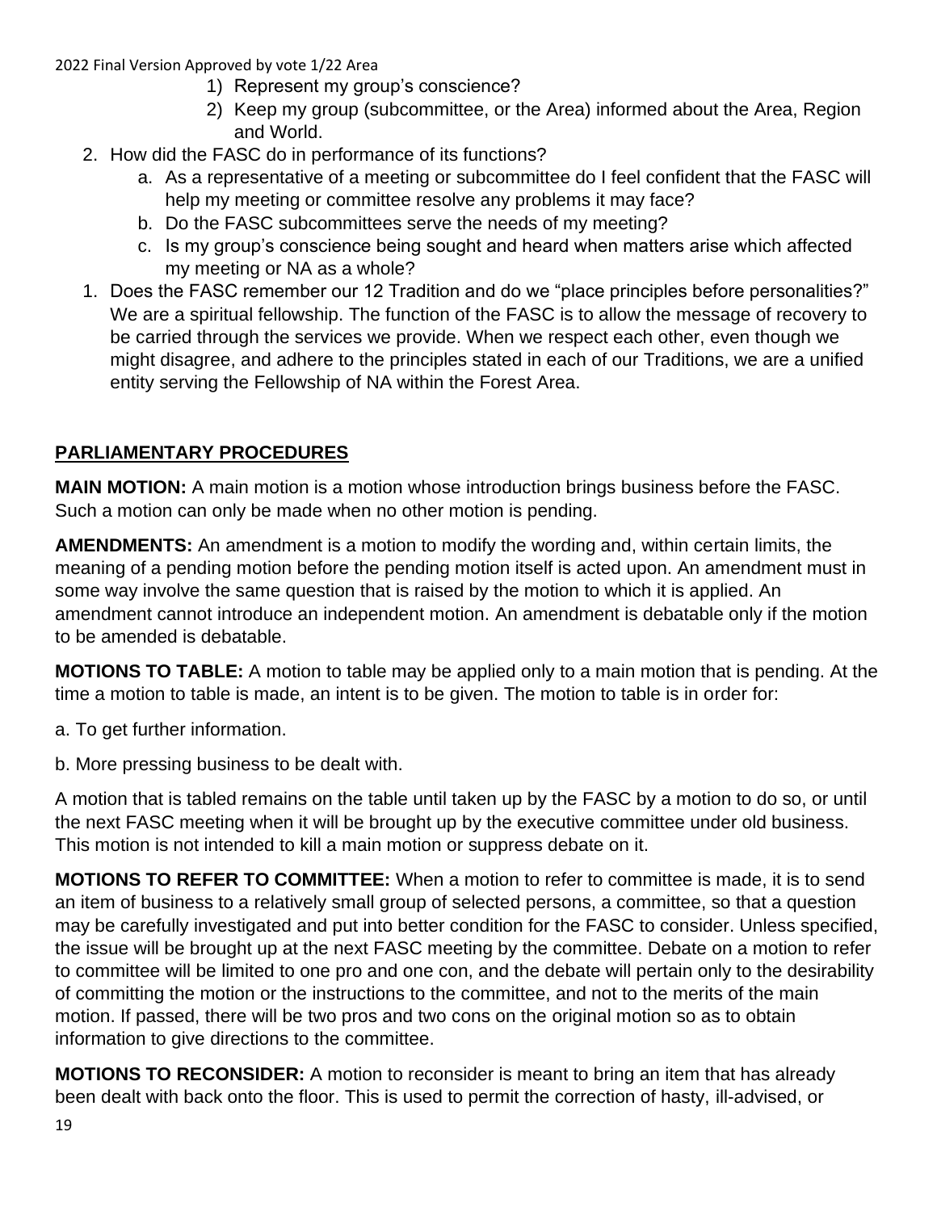1) Represent my group's conscience?
2) Keep my group (subcommittee, or the Area) informed about the Area, Region and World.

2. How did the FASC do in performance of its functions?
   a. As a representative of a meeting or subcommittee do I feel confident that the FASC will help my meeting or committee resolve any problems it may face?
   b. Do the FASC subcommittees serve the needs of my meeting?
   c. Is my group's conscience being sought and heard when matters arise which affected my meeting or NA as a whole?

1. Does the FASC remember our 12 Tradition and do we "place principles before personalities?" We are a spiritual fellowship. The function of the FASC is to allow the message of recovery to be carried through the services we provide. When we respect each other, even though we might disagree, and adhere to the principles stated in each of our Traditions, we are a unified entity serving the Fellowship of NA within the Forest Area.

## PARLIAMENTARY PROCEDURES

**MAIN MOTION:** A main motion is a motion whose introduction brings business before the FASC. Such a motion can only be made when no other motion is pending.

**AMENDMENTS:** An amendment is a motion to modify the wording and, within certain limits, the meaning of a pending motion before the pending motion itself is acted upon. An amendment must in some way involve the same question that is raised by the motion to which it is applied. An amendment cannot introduce an independent motion. An amendment is debatable only if the motion to be amended is debatable.

**MOTIONS TO TABLE:** A motion to table may be applied only to a main motion that is pending. At the time a motion to table is made, an intent is to be given. The motion to table is in order for:

a. To get further information.

b. More pressing business to be dealt with.

A motion that is tabled remains on the table until taken up by the FASC by a motion to do so, or until the next FASC meeting when it will be brought up by the executive committee under old business. This motion is not intended to kill a main motion or suppress debate on it.

**MOTIONS TO REFER TO COMMITTEE:** When a motion to refer to committee is made, it is to send an item of business to a relatively small group of selected persons, a committee, so that a question may be carefully investigated and put into better condition for the FASC to consider. Unless specified, the issue will be brought up at the next FASC meeting by the committee. Debate on a motion to refer to committee will be limited to one pro and one con, and the debate will pertain only to the desirability of committing the motion or the instructions to the committee, and not to the merits of the main motion. If passed, there will be two pros and two cons on the original motion so as to obtain information to give directions to the committee.

**MOTIONS TO RECONSIDER:** A motion to reconsider is meant to bring an item that has already been dealt with back onto the floor. This is used to permit the correction of hasty, ill-advised, or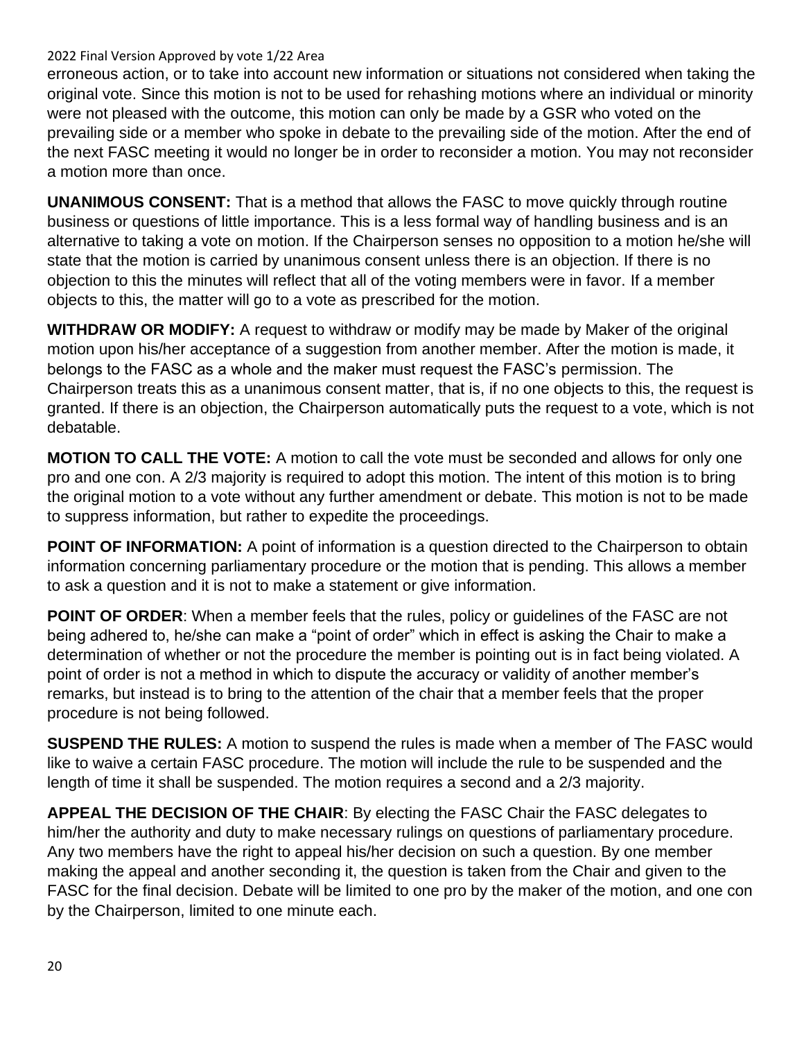erroneous action, or to take into account new information or situations not considered when taking the original vote. Since this motion is not to be used for rehashing motions where an individual or minority were not pleased with the outcome, this motion can only be made by a GSR who voted on the prevailing side or a member who spoke in debate to the prevailing side of the motion. After the end of the next FASC meeting it would no longer be in order to reconsider a motion. You may not reconsider a motion more than once.

**UNANIMOUS CONSENT:** That is a method that allows the FASC to move quickly through routine business or questions of little importance. This is a less formal way of handling business and is an alternative to taking a vote on motion. If the Chairperson senses no opposition to a motion he/she will state that the motion is carried by unanimous consent unless there is an objection. If there is no objection to this the minutes will reflect that all of the voting members were in favor. If a member objects to this, the matter will go to a vote as prescribed for the motion.

**WITHDRAW OR MODIFY:** A request to withdraw or modify may be made by Maker of the original motion upon his/her acceptance of a suggestion from another member. After the motion is made, it belongs to the FASC as a whole and the maker must request the FASC's permission. The Chairperson treats this as a unanimous consent matter, that is, if no one objects to this, the request is granted. If there is an objection, the Chairperson automatically puts the request to a vote, which is not debatable.

**MOTION TO CALL THE VOTE:** A motion to call the vote must be seconded and allows for only one pro and one con. A 2/3 majority is required to adopt this motion. The intent of this motion is to bring the original motion to a vote without any further amendment or debate. This motion is not to be made to suppress information, but rather to expedite the proceedings.

**POINT OF INFORMATION:** A point of information is a question directed to the Chairperson to obtain information concerning parliamentary procedure or the motion that is pending. This allows a member to ask a question and it is not to make a statement or give information.

**POINT OF ORDER**: When a member feels that the rules, policy or guidelines of the FASC are not being adhered to, he/she can make a "point of order" which in effect is asking the Chair to make a determination of whether or not the procedure the member is pointing out is in fact being violated. A point of order is not a method in which to dispute the accuracy or validity of another member's remarks, but instead is to bring to the attention of the chair that a member feels that the proper procedure is not being followed.

**SUSPEND THE RULES:** A motion to suspend the rules is made when a member of The FASC would like to waive a certain FASC procedure. The motion will include the rule to be suspended and the length of time it shall be suspended. The motion requires a second and a 2/3 majority.

**APPEAL THE DECISION OF THE CHAIR**: By electing the FASC Chair the FASC delegates to him/her the authority and duty to make necessary rulings on questions of parliamentary procedure. Any two members have the right to appeal his/her decision on such a question. By one member making the appeal and another seconding it, the question is taken from the Chair and given to the FASC for the final decision. Debate will be limited to one pro by the maker of the motion, and one con by the Chairperson, limited to one minute each.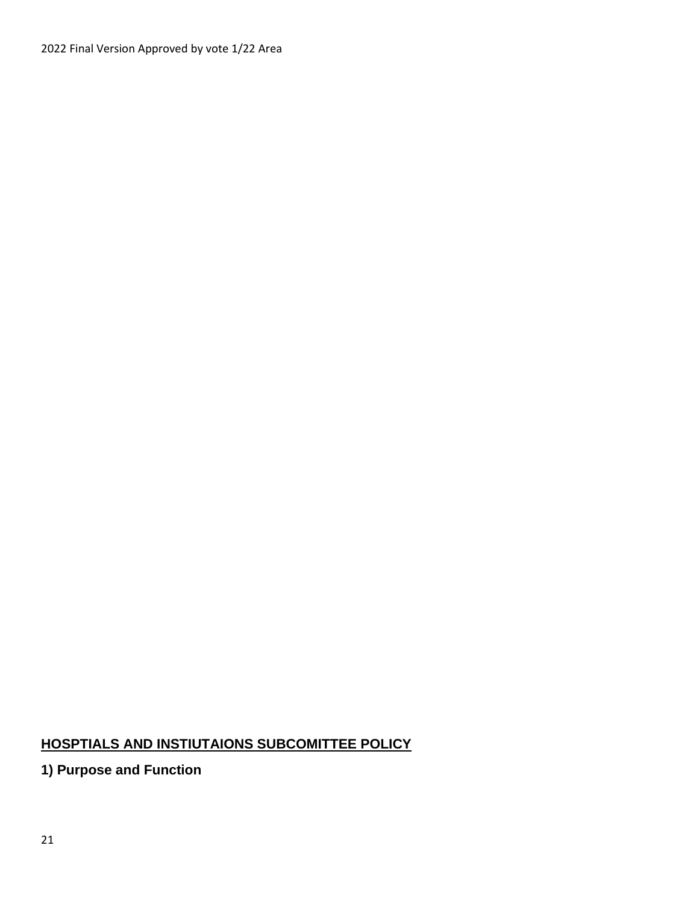**HOSPTIALS AND INSTIUTAIONS SUBCOMITTEE POLICY**

**1) Purpose and Function**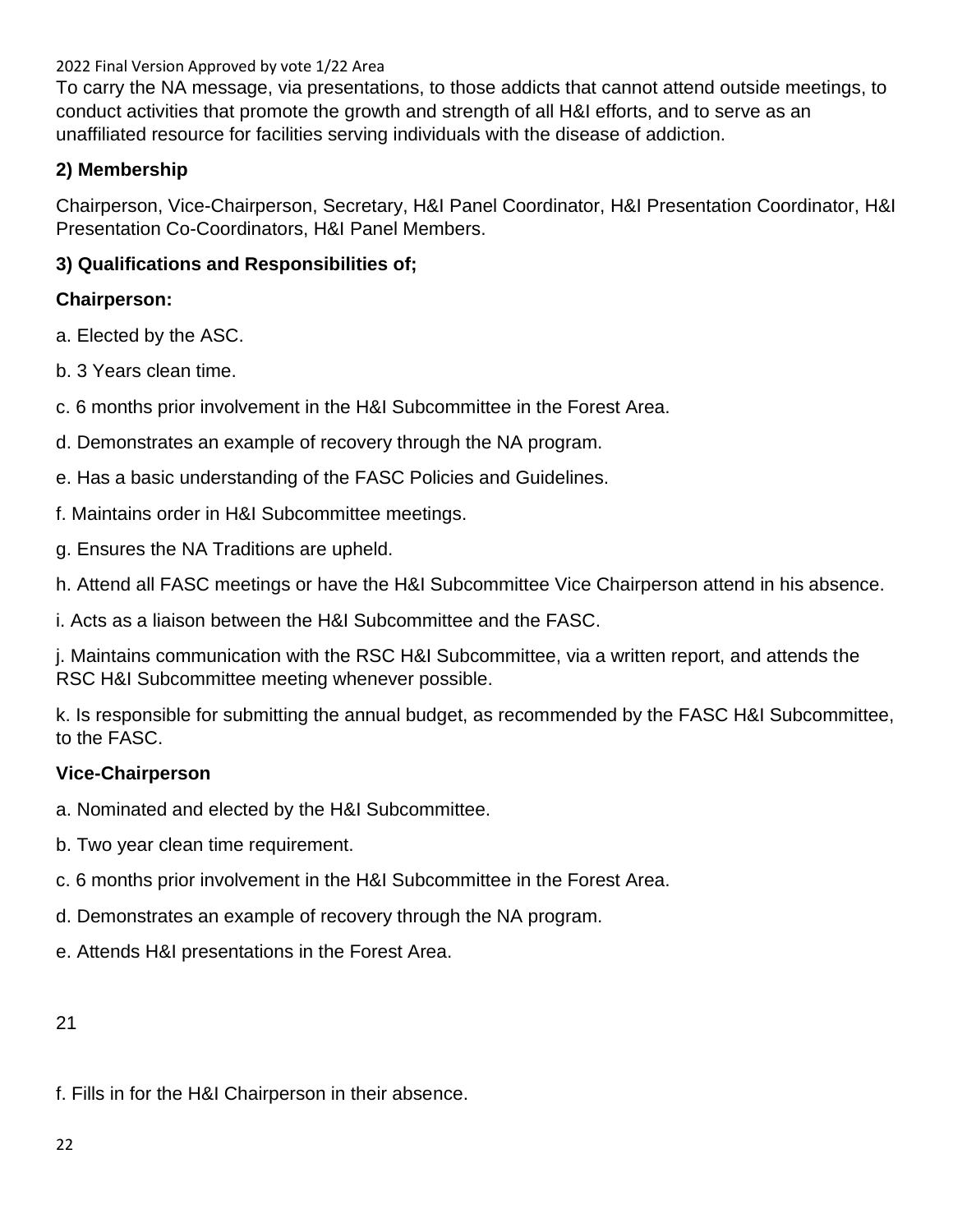To carry the NA message, via presentations, to those addicts that cannot attend outside meetings, to conduct activities that promote the growth and strength of all H&I efforts, and to serve as an unaffiliated resource for facilities serving individuals with the disease of addiction.

**2) Membership**

Chairperson, Vice-Chairperson, Secretary, H&I Panel Coordinator, H&I Presentation Coordinator, H&I Presentation Co-Coordinators, H&I Panel Members.

**3) Qualifications and Responsibilities of;**

**Chairperson:**

a. Elected by the ASC.

b. 3 Years clean time.

c. 6 months prior involvement in the H&I Subcommittee in the Forest Area.

d. Demonstrates an example of recovery through the NA program.

e. Has a basic understanding of the FASC Policies and Guidelines.

f. Maintains order in H&I Subcommittee meetings.

g. Ensures the NA Traditions are upheld.

h. Attend all FASC meetings or have the H&I Subcommittee Vice Chairperson attend in his absence.

i. Acts as a liaison between the H&I Subcommittee and the FASC.

j. Maintains communication with the RSC H&I Subcommittee, via a written report, and attends the RSC H&I Subcommittee meeting whenever possible.

k. Is responsible for submitting the annual budget, as recommended by the FASC H&I Subcommittee, to the FASC.

**Vice-Chairperson**

a. Nominated and elected by the H&I Subcommittee.

b. Two year clean time requirement.

c. 6 months prior involvement in the H&I Subcommittee in the Forest Area.

d. Demonstrates an example of recovery through the NA program.

e. Attends H&I presentations in the Forest Area.

f. Fills in for the H&I Chairperson in their absence.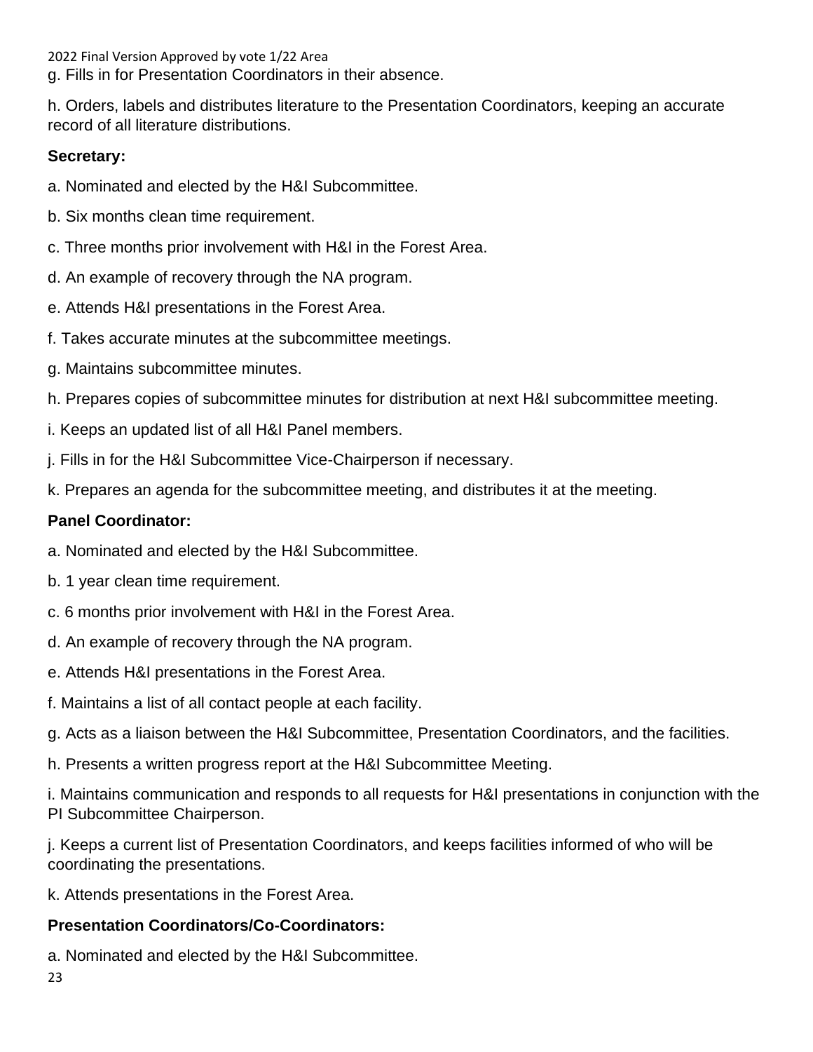g. Fills in for Presentation Coordinators in their absence.

h. Orders, labels and distributes literature to the Presentation Coordinators, keeping an accurate record of all literature distributions.

**Secretary:**

a. Nominated and elected by the H&I Subcommittee.

b. Six months clean time requirement.

c. Three months prior involvement with H&I in the Forest Area.

d. An example of recovery through the NA program.

e. Attends H&I presentations in the Forest Area.

f. Takes accurate minutes at the subcommittee meetings.

g. Maintains subcommittee minutes.

h. Prepares copies of subcommittee minutes for distribution at next H&I subcommittee meeting.

i. Keeps an updated list of all H&I Panel members.

j. Fills in for the H&I Subcommittee Vice-Chairperson if necessary.

k. Prepares an agenda for the subcommittee meeting, and distributes it at the meeting.

**Panel Coordinator:**

a. Nominated and elected by the H&I Subcommittee.

b. 1 year clean time requirement.

c. 6 months prior involvement with H&I in the Forest Area.

d. An example of recovery through the NA program.

e. Attends H&I presentations in the Forest Area.

f. Maintains a list of all contact people at each facility.

g. Acts as a liaison between the H&I Subcommittee, Presentation Coordinators, and the facilities.

h. Presents a written progress report at the H&I Subcommittee Meeting.

i. Maintains communication and responds to all requests for H&I presentations in conjunction with the PI Subcommittee Chairperson.

j. Keeps a current list of Presentation Coordinators, and keeps facilities informed of who will be coordinating the presentations.

k. Attends presentations in the Forest Area.

**Presentation Coordinators/Co-Coordinators:**

a. Nominated and elected by the H&I Subcommittee.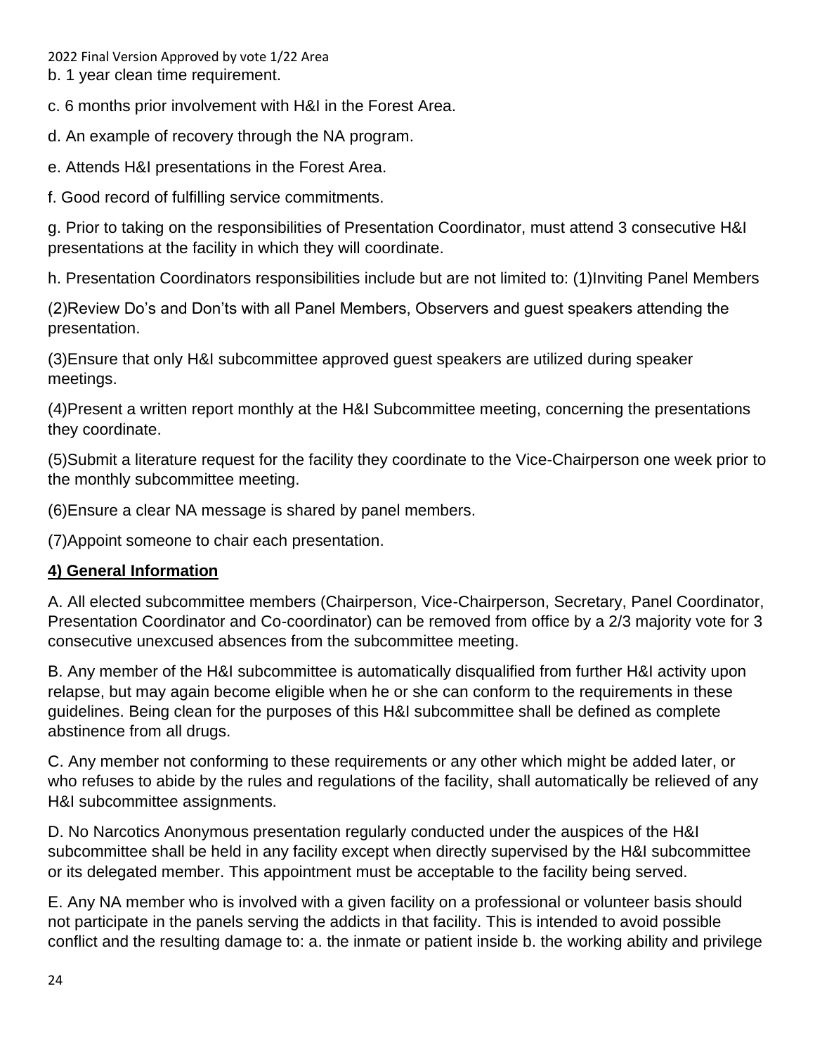b. 1 year clean time requirement.

c. 6 months prior involvement with H&I in the Forest Area.

d. An example of recovery through the NA program.

e. Attends H&I presentations in the Forest Area.

f. Good record of fulfilling service commitments.

g. Prior to taking on the responsibilities of Presentation Coordinator, must attend 3 consecutive H&I presentations at the facility in which they will coordinate.

h. Presentation Coordinators responsibilities include but are not limited to: (1)Inviting Panel Members

(2)Review Do's and Don'ts with all Panel Members, Observers and guest speakers attending the presentation.

(3)Ensure that only H&I subcommittee approved guest speakers are utilized during speaker meetings.

(4)Present a written report monthly at the H&I Subcommittee meeting, concerning the presentations they coordinate.

(5)Submit a literature request for the facility they coordinate to the Vice-Chairperson one week prior to the monthly subcommittee meeting.

(6)Ensure a clear NA message is shared by panel members.

(7)Appoint someone to chair each presentation.

**4) General Information**

A. All elected subcommittee members (Chairperson, Vice-Chairperson, Secretary, Panel Coordinator, Presentation Coordinator and Co-coordinator) can be removed from office by a 2/3 majority vote for 3 consecutive unexcused absences from the subcommittee meeting.

B. Any member of the H&I subcommittee is automatically disqualified from further H&I activity upon relapse, but may again become eligible when he or she can conform to the requirements in these guidelines. Being clean for the purposes of this H&I subcommittee shall be defined as complete abstinence from all drugs.

C. Any member not conforming to these requirements or any other which might be added later, or who refuses to abide by the rules and regulations of the facility, shall automatically be relieved of any H&I subcommittee assignments.

D. No Narcotics Anonymous presentation regularly conducted under the auspices of the H&I subcommittee shall be held in any facility except when directly supervised by the H&I subcommittee or its delegated member. This appointment must be acceptable to the facility being served.

E. Any NA member who is involved with a given facility on a professional or volunteer basis should not participate in the panels serving the addicts in that facility. This is intended to avoid possible conflict and the resulting damage to: a. the inmate or patient inside b. the working ability and privilege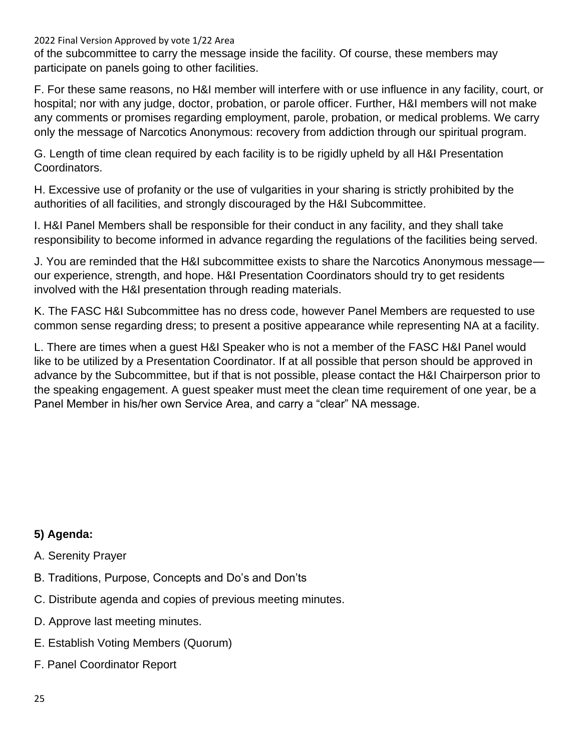of the subcommittee to carry the message inside the facility. Of course, these members may participate on panels going to other facilities.

F. For these same reasons, no H&I member will interfere with or use influence in any facility, court, or hospital; nor with any judge, doctor, probation, or parole officer. Further, H&I members will not make any comments or promises regarding employment, parole, probation, or medical problems. We carry only the message of Narcotics Anonymous: recovery from addiction through our spiritual program.

G. Length of time clean required by each facility is to be rigidly upheld by all H&I Presentation Coordinators.

H. Excessive use of profanity or the use of vulgarities in your sharing is strictly prohibited by the authorities of all facilities, and strongly discouraged by the H&I Subcommittee.

I. H&I Panel Members shall be responsible for their conduct in any facility, and they shall take responsibility to become informed in advance regarding the regulations of the facilities being served.

J. You are reminded that the H&I subcommittee exists to share the Narcotics Anonymous message—our experience, strength, and hope. H&I Presentation Coordinators should try to get residents involved with the H&I presentation through reading materials.

K. The FASC H&I Subcommittee has no dress code, however Panel Members are requested to use common sense regarding dress; to present a positive appearance while representing NA at a facility.

L. There are times when a guest H&I Speaker who is not a member of the FASC H&I Panel would like to be utilized by a Presentation Coordinator. If at all possible that person should be approved in advance by the Subcommittee, but if that is not possible, please contact the H&I Chairperson prior to the speaking engagement. A guest speaker must meet the clean time requirement of one year, be a Panel Member in his/her own Service Area, and carry a "clear" NA message.

**5) Agenda:**

A. Serenity Prayer

B. Traditions, Purpose, Concepts and Do's and Don'ts

C. Distribute agenda and copies of previous meeting minutes.

D. Approve last meeting minutes.

E. Establish Voting Members (Quorum)

F. Panel Coordinator Report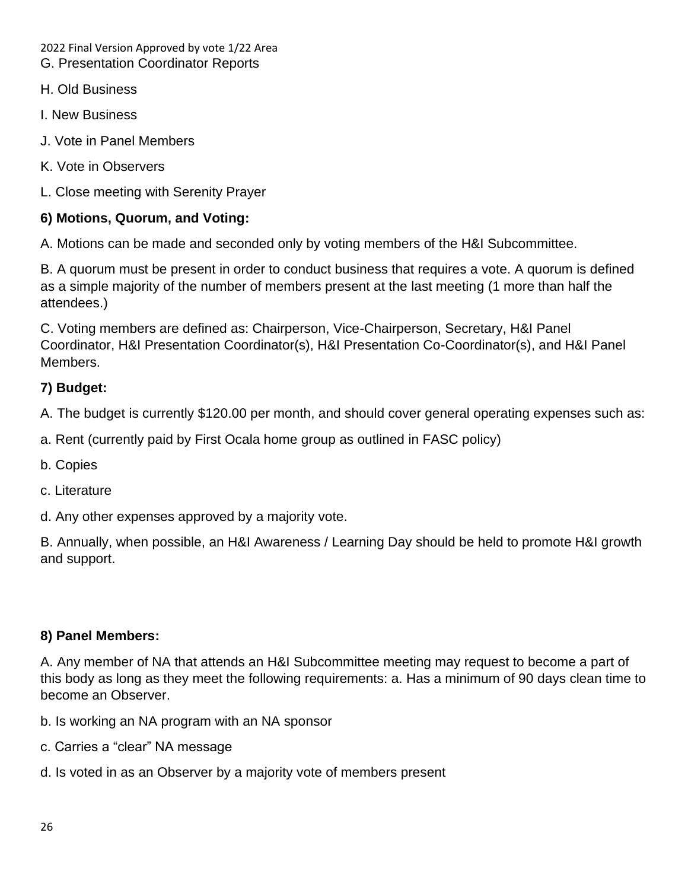G. Presentation Coordinator Reports

H. Old Business

I. New Business

J. Vote in Panel Members

K. Vote in Observers

L. Close meeting with Serenity Prayer

**6) Motions, Quorum, and Voting:**

A. Motions can be made and seconded only by voting members of the H&I Subcommittee.

B. A quorum must be present in order to conduct business that requires a vote. A quorum is defined as a simple majority of the number of members present at the last meeting (1 more than half the attendees.)

C. Voting members are defined as: Chairperson, Vice-Chairperson, Secretary, H&I Panel Coordinator, H&I Presentation Coordinator(s), H&I Presentation Co-Coordinator(s), and H&I Panel Members.

**7) Budget:**

A. The budget is currently $120.00 per month, and should cover general operating expenses such as:

a. Rent (currently paid by First Ocala home group as outlined in FASC policy)

b. Copies

c. Literature

d. Any other expenses approved by a majority vote.

B. Annually, when possible, an H&I Awareness / Learning Day should be held to promote H&I growth and support.

**8) Panel Members:**

A. Any member of NA that attends an H&I Subcommittee meeting may request to become a part of this body as long as they meet the following requirements: a. Has a minimum of 90 days clean time to become an Observer.

b. Is working an NA program with an NA sponsor

c. Carries a “clear” NA message

d. Is voted in as an Observer by a majority vote of members present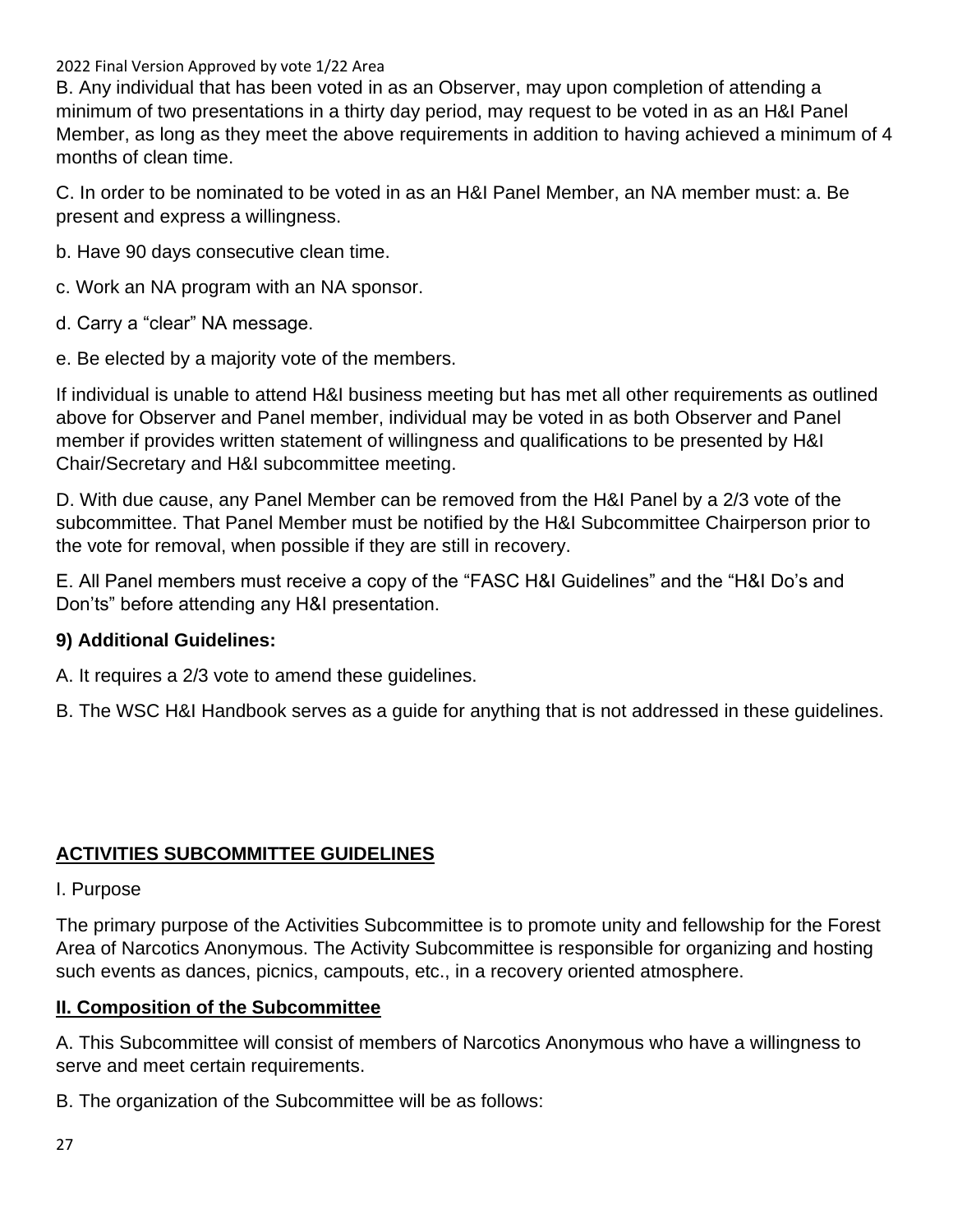B. Any individual that has been voted in as an Observer, may upon completion of attending a minimum of two presentations in a thirty day period, may request to be voted in as an H&I Panel Member, as long as they meet the above requirements in addition to having achieved a minimum of 4 months of clean time.

C. In order to be nominated to be voted in as an H&I Panel Member, an NA member must: a. Be present and express a willingness.

b. Have 90 days consecutive clean time.

c. Work an NA program with an NA sponsor.

d. Carry a “clear” NA message.

e. Be elected by a majority vote of the members.

If individual is unable to attend H&I business meeting but has met all other requirements as outlined above for Observer and Panel member, individual may be voted in as both Observer and Panel member if provides written statement of willingness and qualifications to be presented by H&I Chair/Secretary and H&I subcommittee meeting.

D. With due cause, any Panel Member can be removed from the H&I Panel by a 2/3 vote of the subcommittee. That Panel Member must be notified by the H&I Subcommittee Chairperson prior to the vote for removal, when possible if they are still in recovery.

E. All Panel members must receive a copy of the “FASC H&I Guidelines” and the “H&I Do’s and Don’ts” before attending any H&I presentation.

**9) Additional Guidelines:**

A. It requires a 2/3 vote to amend these guidelines.

B. The WSC H&I Handbook serves as a guide for anything that is not addressed in these guidelines.

## ACTIVITIES SUBCOMMITTEE GUIDELINES

I. Purpose

The primary purpose of the Activities Subcommittee is to promote unity and fellowship for the Forest Area of Narcotics Anonymous. The Activity Subcommittee is responsible for organizing and hosting such events as dances, picnics, campouts, etc., in a recovery oriented atmosphere.

### II. Composition of the Subcommittee

A. This Subcommittee will consist of members of Narcotics Anonymous who have a willingness to serve and meet certain requirements.

B. The organization of the Subcommittee will be as follows: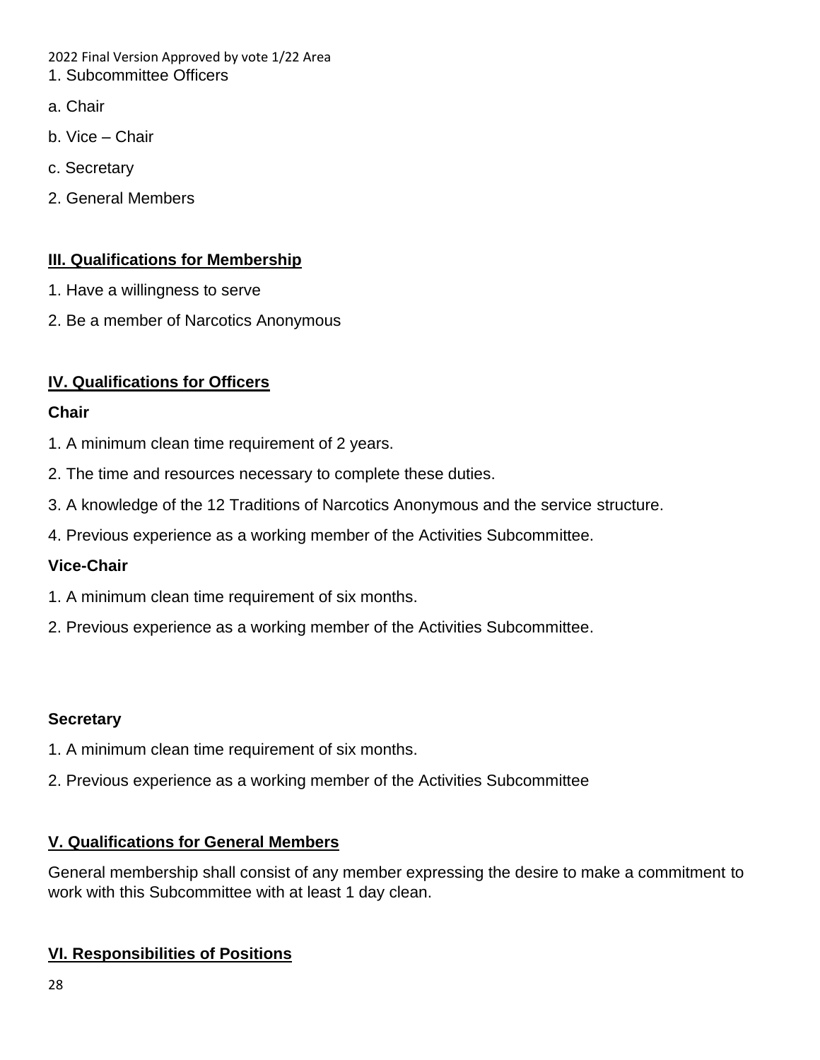1. Subcommittee Officers

a. Chair

b. Vice – Chair

c. Secretary

2. General Members

## III. Qualifications for Membership

1. Have a willingness to serve

2. Be a member of Narcotics Anonymous

## IV. Qualifications for Officers

**Chair**

1. A minimum clean time requirement of 2 years.

2. The time and resources necessary to complete these duties.

3. A knowledge of the 12 Traditions of Narcotics Anonymous and the service structure.

4. Previous experience as a working member of the Activities Subcommittee.

**Vice-Chair**

1. A minimum clean time requirement of six months.

2. Previous experience as a working member of the Activities Subcommittee.

**Secretary**

1. A minimum clean time requirement of six months.

2. Previous experience as a working member of the Activities Subcommittee

## V. Qualifications for General Members

General membership shall consist of any member expressing the desire to make a commitment to work with this Subcommittee with at least 1 day clean.

## VI. Responsibilities of Positions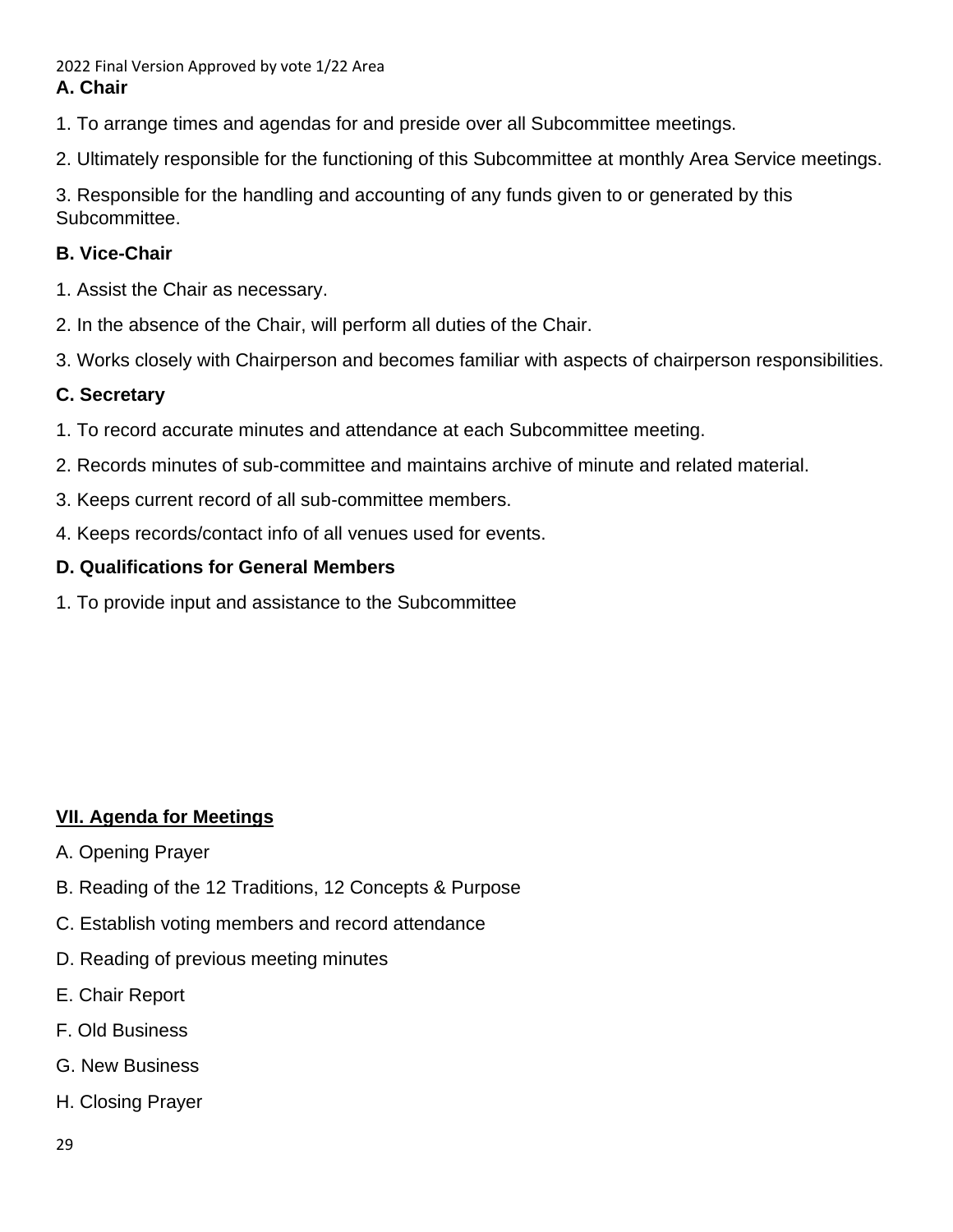**A. Chair**

1. To arrange times and agendas for and preside over all Subcommittee meetings.

2. Ultimately responsible for the functioning of this Subcommittee at monthly Area Service meetings.

3. Responsible for the handling and accounting of any funds given to or generated by this Subcommittee.

**B. Vice-Chair**

1. Assist the Chair as necessary.

2. In the absence of the Chair, will perform all duties of the Chair.

3. Works closely with Chairperson and becomes familiar with aspects of chairperson responsibilities.

**C. Secretary**

1. To record accurate minutes and attendance at each Subcommittee meeting.

2. Records minutes of sub-committee and maintains archive of minute and related material.

3. Keeps current record of all sub-committee members.

4. Keeps records/contact info of all venues used for events.

**D. Qualifications for General Members**

1. To provide input and assistance to the Subcommittee

## VII. Agenda for Meetings

A. Opening Prayer

B. Reading of the 12 Traditions, 12 Concepts & Purpose

C. Establish voting members and record attendance

D. Reading of previous meeting minutes

E. Chair Report

F. Old Business

G. New Business

H. Closing Prayer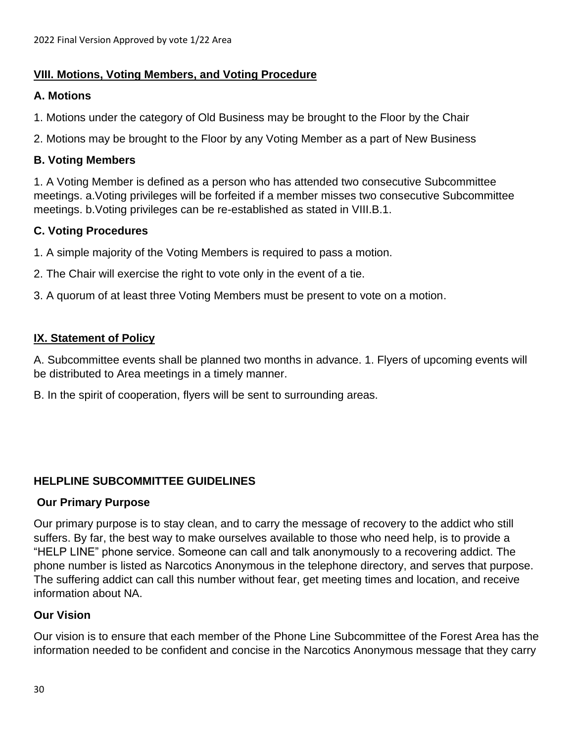## VIII. Motions, Voting Members, and Voting Procedure

### A. Motions

1. Motions under the category of Old Business may be brought to the Floor by the Chair

2. Motions may be brought to the Floor by any Voting Member as a part of New Business

### B. Voting Members

1. A Voting Member is defined as a person who has attended two consecutive Subcommittee meetings. a.Voting privileges will be forfeited if a member misses two consecutive Subcommittee meetings. b.Voting privileges can be re-established as stated in VIII.B.1.

### C. Voting Procedures

1. A simple majority of the Voting Members is required to pass a motion.

2. The Chair will exercise the right to vote only in the event of a tie.

3. A quorum of at least three Voting Members must be present to vote on a motion.

## IX. Statement of Policy

A. Subcommittee events shall be planned two months in advance. 1. Flyers of upcoming events will be distributed to Area meetings in a timely manner.

B. In the spirit of cooperation, flyers will be sent to surrounding areas.

# HELPLINE SUBCOMMITTEE GUIDELINES

### Our Primary Purpose

Our primary purpose is to stay clean, and to carry the message of recovery to the addict who still suffers. By far, the best way to make ourselves available to those who need help, is to provide a "HELP LINE" phone service. Someone can call and talk anonymously to a recovering addict. The phone number is listed as Narcotics Anonymous in the telephone directory, and serves that purpose. The suffering addict can call this number without fear, get meeting times and location, and receive information about NA.

### Our Vision

Our vision is to ensure that each member of the Phone Line Subcommittee of the Forest Area has the information needed to be confident and concise in the Narcotics Anonymous message that they carry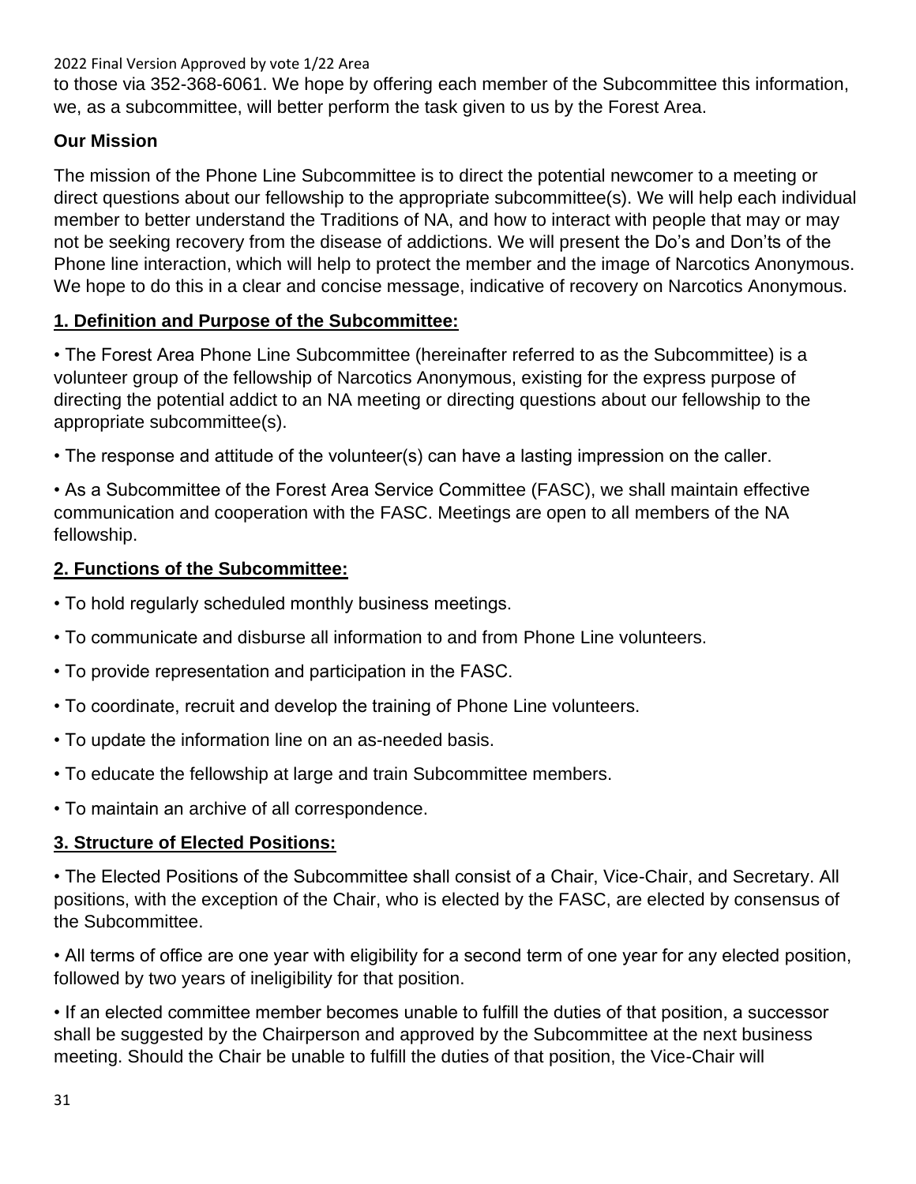to those via 352-368-6061. We hope by offering each member of the Subcommittee this information, we, as a subcommittee, will better perform the task given to us by the Forest Area.

**Our Mission**

The mission of the Phone Line Subcommittee is to direct the potential newcomer to a meeting or direct questions about our fellowship to the appropriate subcommittee(s). We will help each individual member to better understand the Traditions of NA, and how to interact with people that may or may not be seeking recovery from the disease of addictions. We will present the Do's and Don'ts of the Phone line interaction, which will help to protect the member and the image of Narcotics Anonymous. We hope to do this in a clear and concise message, indicative of recovery on Narcotics Anonymous.

**1. Definition and Purpose of the Subcommittee:**

• The Forest Area Phone Line Subcommittee (hereinafter referred to as the Subcommittee) is a volunteer group of the fellowship of Narcotics Anonymous, existing for the express purpose of directing the potential addict to an NA meeting or directing questions about our fellowship to the appropriate subcommittee(s).

• The response and attitude of the volunteer(s) can have a lasting impression on the caller.

• As a Subcommittee of the Forest Area Service Committee (FASC), we shall maintain effective communication and cooperation with the FASC. Meetings are open to all members of the NA fellowship.

**2. Functions of the Subcommittee:**

• To hold regularly scheduled monthly business meetings.

• To communicate and disburse all information to and from Phone Line volunteers.

• To provide representation and participation in the FASC.

• To coordinate, recruit and develop the training of Phone Line volunteers.

• To update the information line on an as-needed basis.

• To educate the fellowship at large and train Subcommittee members.

• To maintain an archive of all correspondence.

**3. Structure of Elected Positions:**

• The Elected Positions of the Subcommittee shall consist of a Chair, Vice-Chair, and Secretary. All positions, with the exception of the Chair, who is elected by the FASC, are elected by consensus of the Subcommittee.

• All terms of office are one year with eligibility for a second term of one year for any elected position, followed by two years of ineligibility for that position.

• If an elected committee member becomes unable to fulfill the duties of that position, a successor shall be suggested by the Chairperson and approved by the Subcommittee at the next business meeting. Should the Chair be unable to fulfill the duties of that position, the Vice-Chair will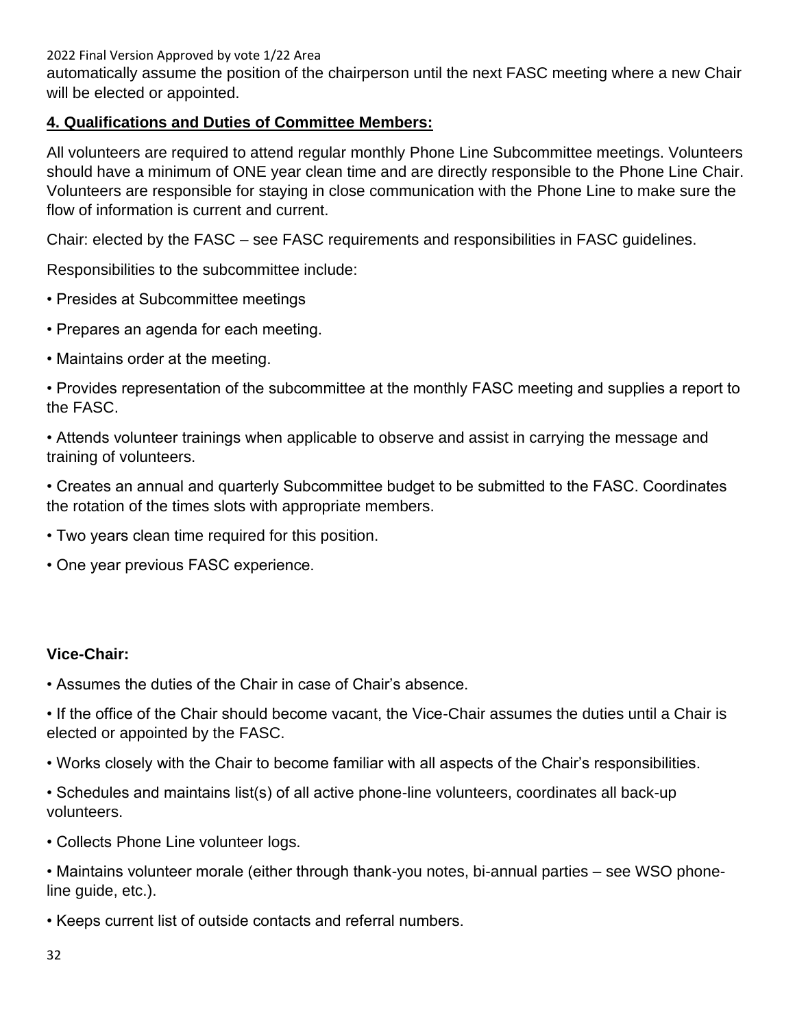automatically assume the position of the chairperson until the next FASC meeting where a new Chair will be elected or appointed.

**4. Qualifications and Duties of Committee Members:**

All volunteers are required to attend regular monthly Phone Line Subcommittee meetings. Volunteers should have a minimum of ONE year clean time and are directly responsible to the Phone Line Chair. Volunteers are responsible for staying in close communication with the Phone Line to make sure the flow of information is current and current.

Chair: elected by the FASC – see FASC requirements and responsibilities in FASC guidelines.

Responsibilities to the subcommittee include:

- Presides at Subcommittee meetings
- Prepares an agenda for each meeting.
- Maintains order at the meeting.
- Provides representation of the subcommittee at the monthly FASC meeting and supplies a report to the FASC.
- Attends volunteer trainings when applicable to observe and assist in carrying the message and training of volunteers.
- Creates an annual and quarterly Subcommittee budget to be submitted to the FASC. Coordinates the rotation of the times slots with appropriate members.
- Two years clean time required for this position.
- One year previous FASC experience.

**Vice-Chair:**

- Assumes the duties of the Chair in case of Chair's absence.
- If the office of the Chair should become vacant, the Vice-Chair assumes the duties until a Chair is elected or appointed by the FASC.
- Works closely with the Chair to become familiar with all aspects of the Chair's responsibilities.
- Schedules and maintains list(s) of all active phone-line volunteers, coordinates all back-up volunteers.
- Collects Phone Line volunteer logs.
- Maintains volunteer morale (either through thank-you notes, bi-annual parties – see WSO phone-line guide, etc.).
- Keeps current list of outside contacts and referral numbers.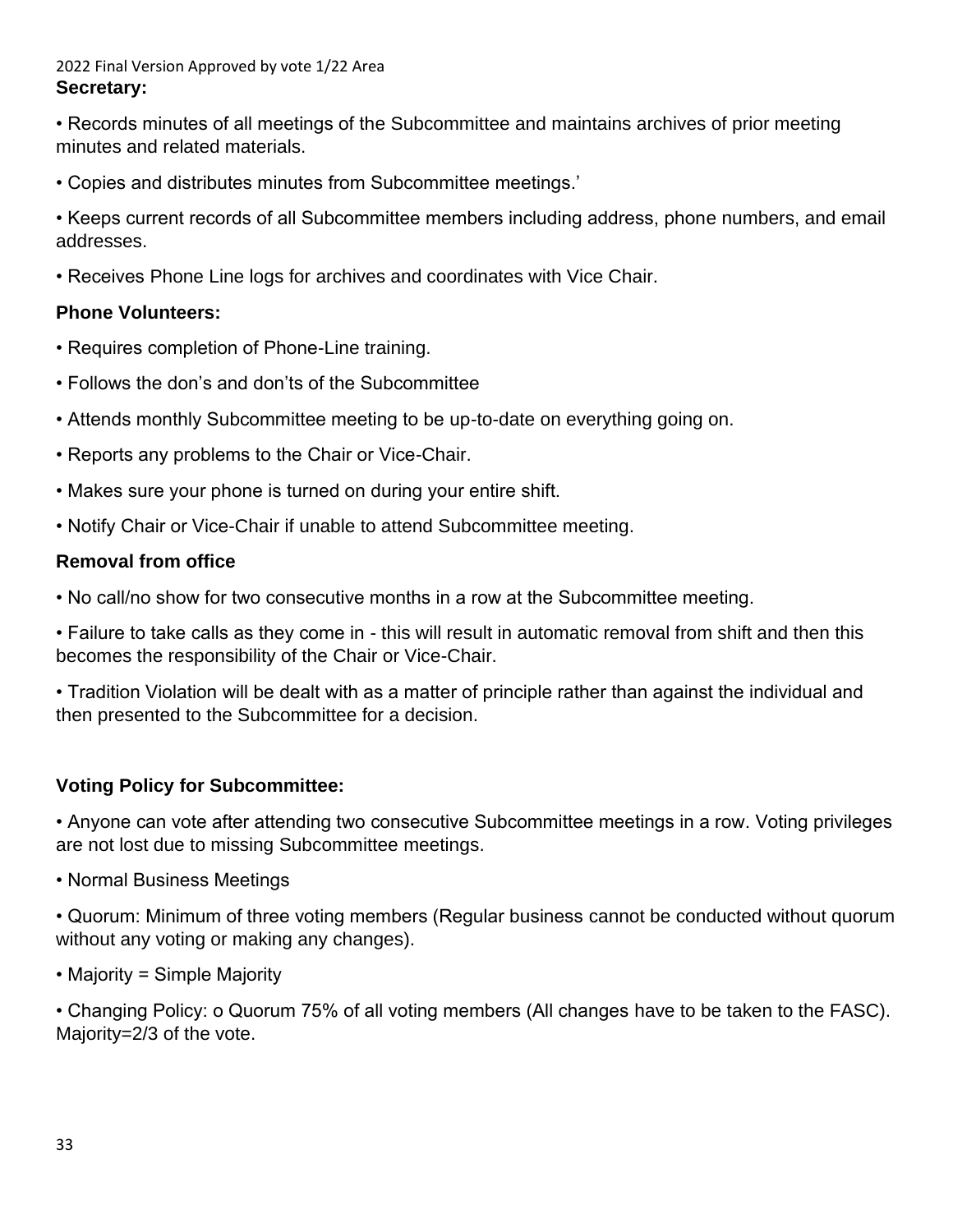**Secretary:**

• Records minutes of all meetings of the Subcommittee and maintains archives of prior meeting minutes and related materials.

• Copies and distributes minutes from Subcommittee meetings.'

• Keeps current records of all Subcommittee members including address, phone numbers, and email addresses.

• Receives Phone Line logs for archives and coordinates with Vice Chair.

**Phone Volunteers:**

• Requires completion of Phone-Line training.

• Follows the don's and don'ts of the Subcommittee

• Attends monthly Subcommittee meeting to be up-to-date on everything going on.

• Reports any problems to the Chair or Vice-Chair.

• Makes sure your phone is turned on during your entire shift.

• Notify Chair or Vice-Chair if unable to attend Subcommittee meeting.

**Removal from office**

• No call/no show for two consecutive months in a row at the Subcommittee meeting.

• Failure to take calls as they come in - this will result in automatic removal from shift and then this becomes the responsibility of the Chair or Vice-Chair.

• Tradition Violation will be dealt with as a matter of principle rather than against the individual and then presented to the Subcommittee for a decision.

**Voting Policy for Subcommittee:**

• Anyone can vote after attending two consecutive Subcommittee meetings in a row. Voting privileges are not lost due to missing Subcommittee meetings.

• Normal Business Meetings

• Quorum: Minimum of three voting members (Regular business cannot be conducted without quorum without any voting or making any changes).

• Majority = Simple Majority

• Changing Policy: o Quorum 75% of all voting members (All changes have to be taken to the FASC). Majority=2/3 of the vote.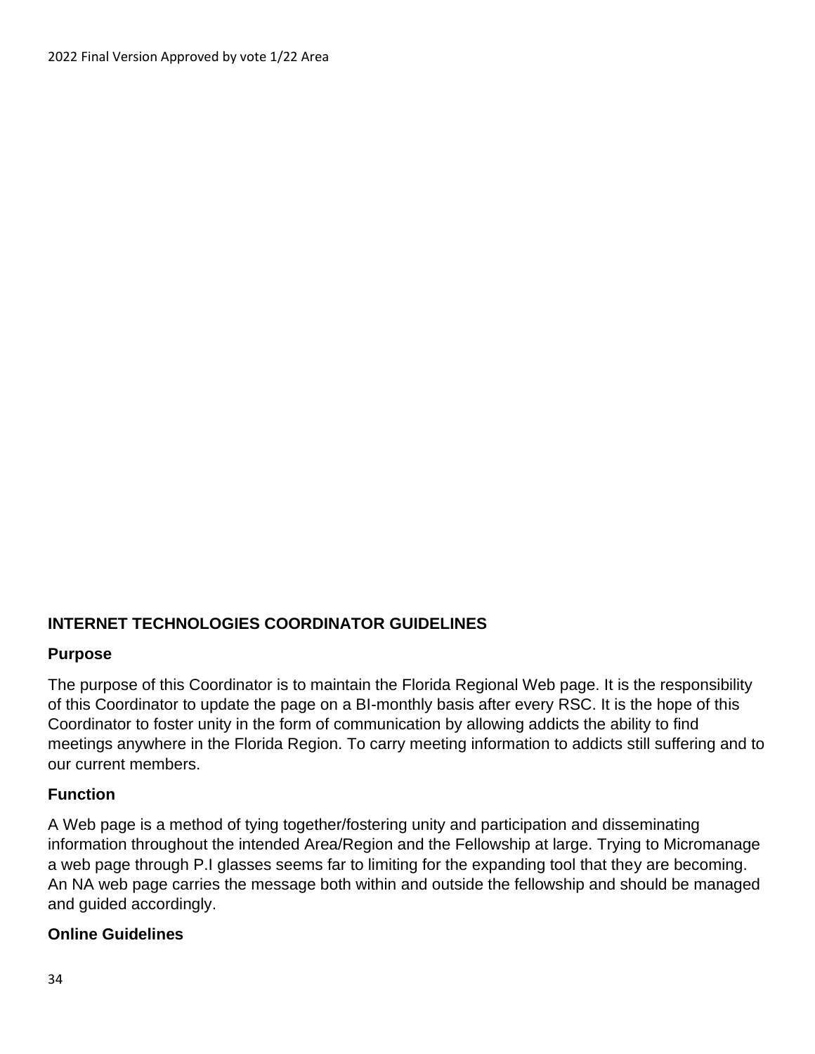## INTERNET TECHNOLOGIES COORDINATOR GUIDELINES

### Purpose

The purpose of this Coordinator is to maintain the Florida Regional Web page. It is the responsibility of this Coordinator to update the page on a BI-monthly basis after every RSC. It is the hope of this Coordinator to foster unity in the form of communication by allowing addicts the ability to find meetings anywhere in the Florida Region. To carry meeting information to addicts still suffering and to our current members.

### Function

A Web page is a method of tying together/fostering unity and participation and disseminating information throughout the intended Area/Region and the Fellowship at large. Trying to Micromanage a web page through P.I glasses seems far to limiting for the expanding tool that they are becoming. An NA web page carries the message both within and outside the fellowship and should be managed and guided accordingly.

### Online Guidelines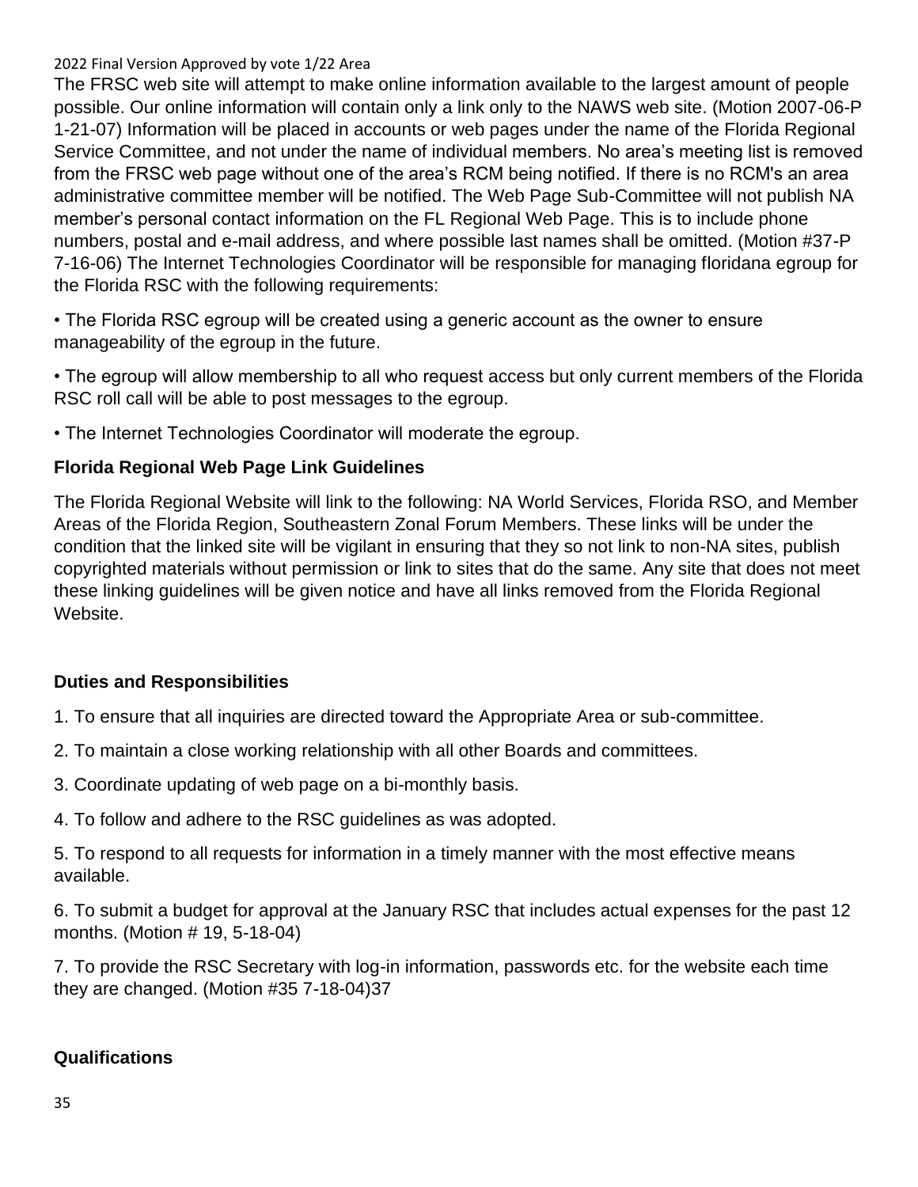The FRSC web site will attempt to make online information available to the largest amount of people possible. Our online information will contain only a link only to the NAWS web site. (Motion 2007-06-P 1-21-07) Information will be placed in accounts or web pages under the name of the Florida Regional Service Committee, and not under the name of individual members. No area's meeting list is removed from the FRSC web page without one of the area's RCM being notified. If there is no RCM's an area administrative committee member will be notified. The Web Page Sub-Committee will not publish NA member's personal contact information on the FL Regional Web Page. This is to include phone numbers, postal and e-mail address, and where possible last names shall be omitted. (Motion #37-P 7-16-06) The Internet Technologies Coordinator will be responsible for managing floridana egroup for the Florida RSC with the following requirements:

- The Florida RSC egroup will be created using a generic account as the owner to ensure manageability of the egroup in the future.
- The egroup will allow membership to all who request access but only current members of the Florida RSC roll call will be able to post messages to the egroup.
- The Internet Technologies Coordinator will moderate the egroup.

**Florida Regional Web Page Link Guidelines**

The Florida Regional Website will link to the following: NA World Services, Florida RSO, and Member Areas of the Florida Region, Southeastern Zonal Forum Members. These links will be under the condition that the linked site will be vigilant in ensuring that they so not link to non-NA sites, publish copyrighted materials without permission or link to sites that do the same. Any site that does not meet these linking guidelines will be given notice and have all links removed from the Florida Regional Website.

**Duties and Responsibilities**

1. To ensure that all inquiries are directed toward the Appropriate Area or sub-committee.
2. To maintain a close working relationship with all other Boards and committees.
3. Coordinate updating of web page on a bi-monthly basis.
4. To follow and adhere to the RSC guidelines as was adopted.
5. To respond to all requests for information in a timely manner with the most effective means available.
6. To submit a budget for approval at the January RSC that includes actual expenses for the past 12 months. (Motion # 19, 5-18-04)
7. To provide the RSC Secretary with log-in information, passwords etc. for the website each time they are changed. (Motion #35 7-18-04)37

**Qualifications**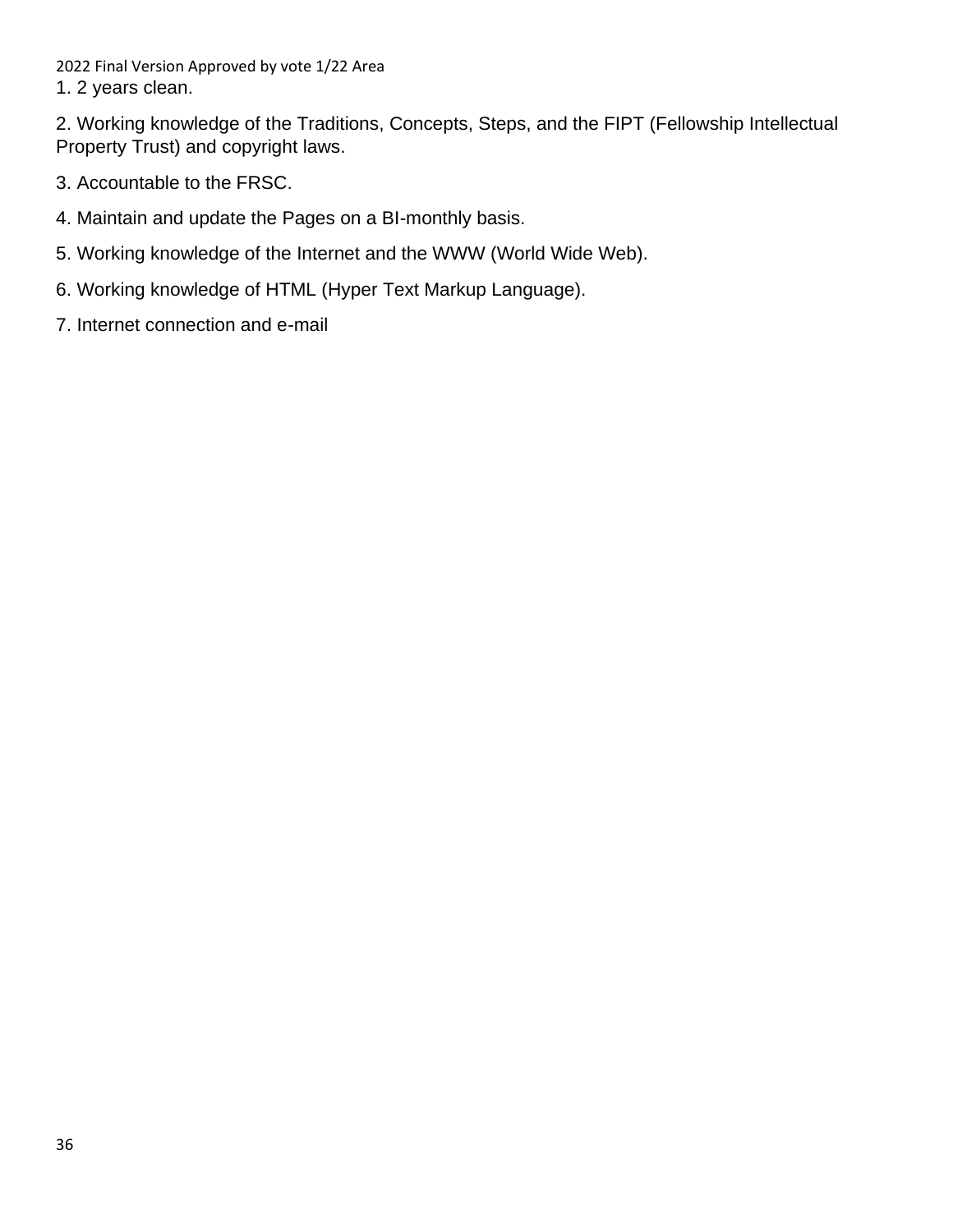1. 2 years clean.

2. Working knowledge of the Traditions, Concepts, Steps, and the FIPT (Fellowship Intellectual Property Trust) and copyright laws.

3. Accountable to the FRSC.

4. Maintain and update the Pages on a BI-monthly basis.

5. Working knowledge of the Internet and the WWW (World Wide Web).

6. Working knowledge of HTML (Hyper Text Markup Language).

7. Internet connection and e-mail